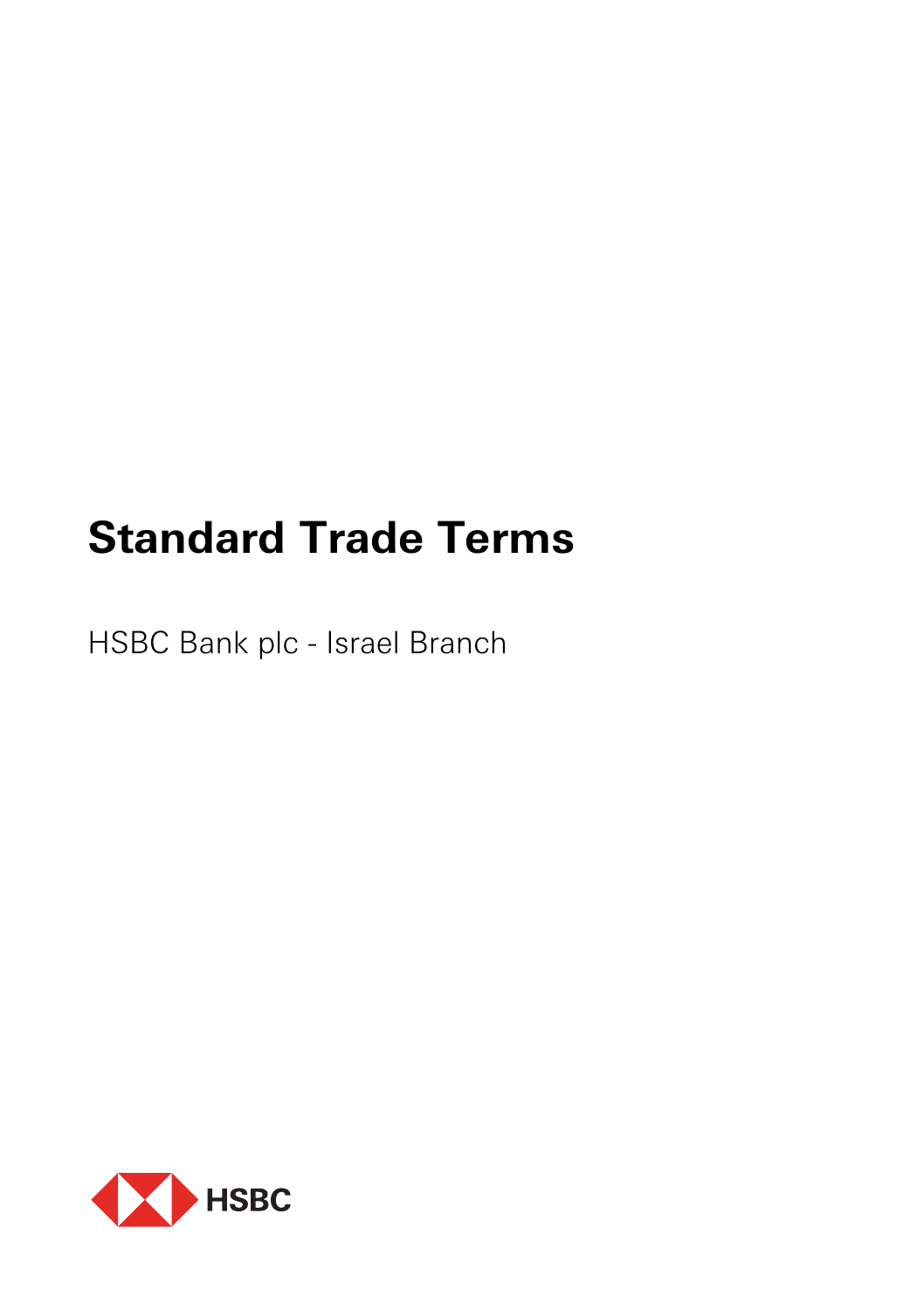# Standard Trade Terms

HSBC Bank plc - Israel Branch

HSBC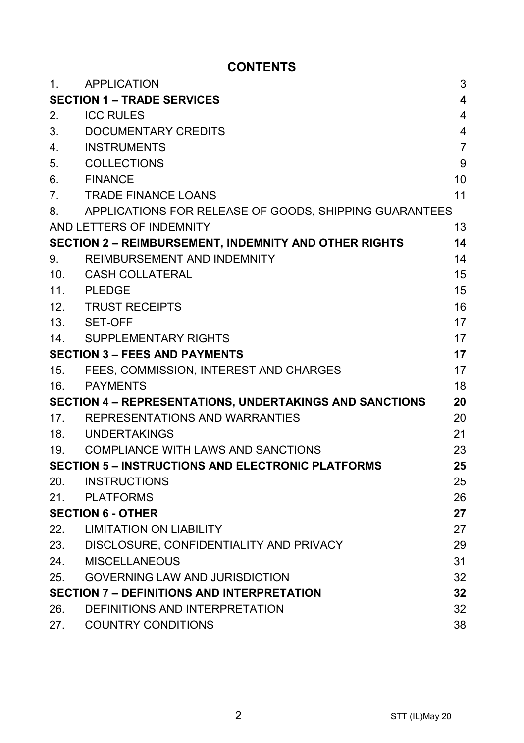# CONTENTS

| | | |
|---|---|---|
| 1. | APPLICATION | 3 |
| **SECTION 1 – TRADE SERVICES** | | **4** |
| 2. | ICC RULES | 4 |
| 3. | DOCUMENTARY CREDITS | 4 |
| 4. | INSTRUMENTS | 7 |
| 5. | COLLECTIONS | 9 |
| 6. | FINANCE | 10 |
| 7. | TRADE FINANCE LOANS | 11 |
| 8. | APPLICATIONS FOR RELEASE OF GOODS, SHIPPING GUARANTEES AND LETTERS OF INDEMNITY | 13 |
| **SECTION 2 – REIMBURSEMENT, INDEMNITY AND OTHER RIGHTS** | | **14** |
| 9. | REIMBURSEMENT AND INDEMNITY | 14 |
| 10. | CASH COLLATERAL | 15 |
| 11. | PLEDGE | 15 |
| 12. | TRUST RECEIPTS | 16 |
| 13. | SET-OFF | 17 |
| 14. | SUPPLEMENTARY RIGHTS | 17 |
| **SECTION 3 – FEES AND PAYMENTS** | | **17** |
| 15. | FEES, COMMISSION, INTEREST AND CHARGES | 17 |
| 16. | PAYMENTS | 18 |
| **SECTION 4 – REPRESENTATIONS, UNDERTAKINGS AND SANCTIONS** | | **20** |
| 17. | REPRESENTATIONS AND WARRANTIES | 20 |
| 18. | UNDERTAKINGS | 21 |
| 19. | COMPLIANCE WITH LAWS AND SANCTIONS | 23 |
| **SECTION 5 – INSTRUCTIONS AND ELECTRONIC PLATFORMS** | | **25** |
| 20. | INSTRUCTIONS | 25 |
| 21. | PLATFORMS | 26 |
| **SECTION 6 - OTHER** | | **27** |
| 22. | LIMITATION ON LIABILITY | 27 |
| 23. | DISCLOSURE, CONFIDENTIALITY AND PRIVACY | 29 |
| 24. | MISCELLANEOUS | 31 |
| 25. | GOVERNING LAW AND JURISDICTION | 32 |
| **SECTION 7 – DEFINITIONS AND INTERPRETATION** | | **32** |
| 26. | DEFINITIONS AND INTERPRETATION | 32 |
| 27. | COUNTRY CONDITIONS | 38 |

STT (IL)May 20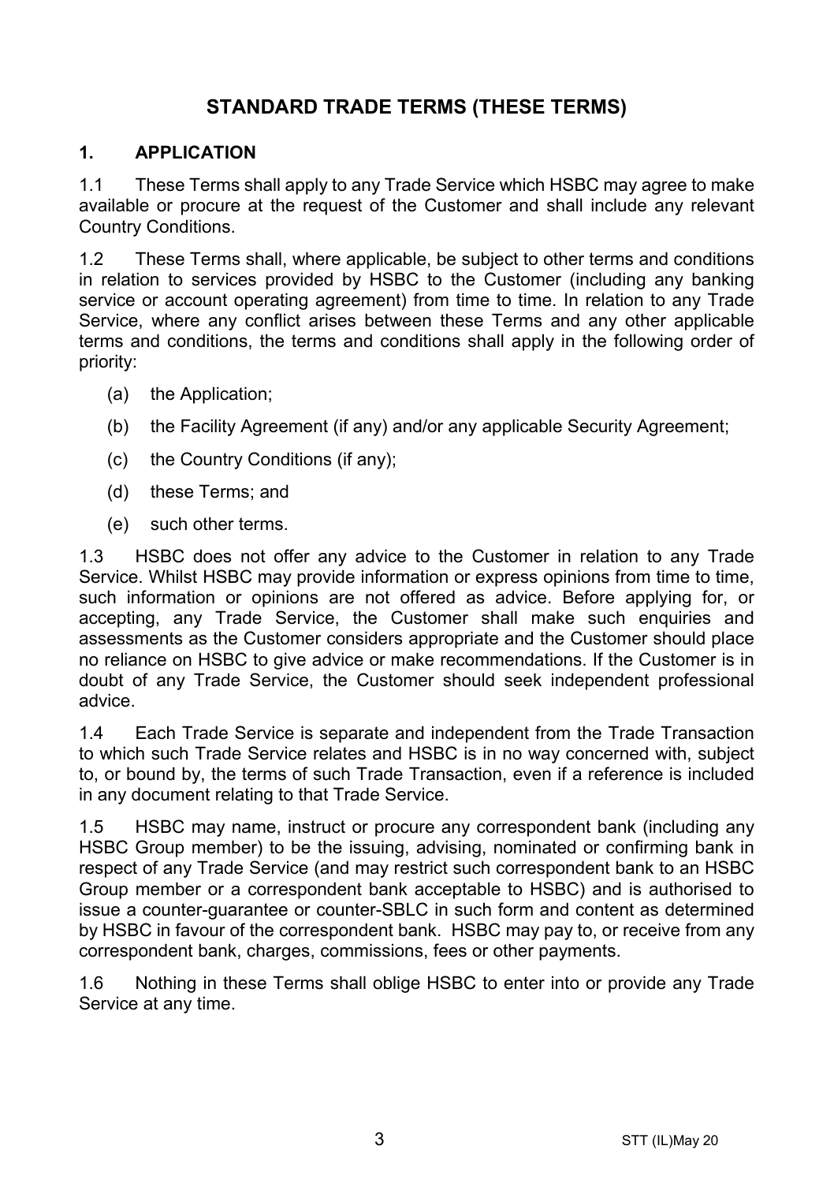# STANDARD TRADE TERMS (THESE TERMS)

## 1. APPLICATION

1.1 These Terms shall apply to any Trade Service which HSBC may agree to make available or procure at the request of the Customer and shall include any relevant Country Conditions.

1.2 These Terms shall, where applicable, be subject to other terms and conditions in relation to services provided by HSBC to the Customer (including any banking service or account operating agreement) from time to time. In relation to any Trade Service, where any conflict arises between these Terms and any other applicable terms and conditions, the terms and conditions shall apply in the following order of priority:

(a) the Application;

(b) the Facility Agreement (if any) and/or any applicable Security Agreement;

(c) the Country Conditions (if any);

(d) these Terms; and

(e) such other terms.

1.3 HSBC does not offer any advice to the Customer in relation to any Trade Service. Whilst HSBC may provide information or express opinions from time to time, such information or opinions are not offered as advice. Before applying for, or accepting, any Trade Service, the Customer shall make such enquiries and assessments as the Customer considers appropriate and the Customer should place no reliance on HSBC to give advice or make recommendations. If the Customer is in doubt of any Trade Service, the Customer should seek independent professional advice.

1.4 Each Trade Service is separate and independent from the Trade Transaction to which such Trade Service relates and HSBC is in no way concerned with, subject to, or bound by, the terms of such Trade Transaction, even if a reference is included in any document relating to that Trade Service.

1.5 HSBC may name, instruct or procure any correspondent bank (including any HSBC Group member) to be the issuing, advising, nominated or confirming bank in respect of any Trade Service (and may restrict such correspondent bank to an HSBC Group member or a correspondent bank acceptable to HSBC) and is authorised to issue a counter-guarantee or counter-SBLC in such form and content as determined by HSBC in favour of the correspondent bank. HSBC may pay to, or receive from any correspondent bank, charges, commissions, fees or other payments.

1.6 Nothing in these Terms shall oblige HSBC to enter into or provide any Trade Service at any time.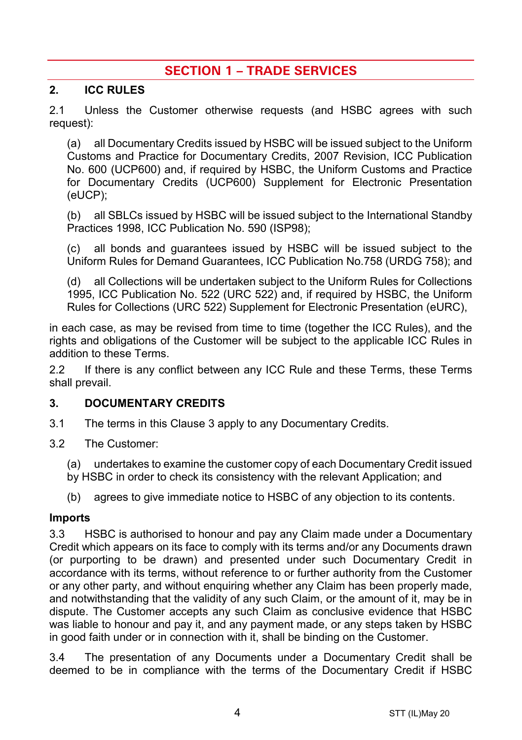# SECTION 1 – TRADE SERVICES

## 2. ICC RULES

2.1 Unless the Customer otherwise requests (and HSBC agrees with such request):

(a) all Documentary Credits issued by HSBC will be issued subject to the Uniform Customs and Practice for Documentary Credits, 2007 Revision, ICC Publication No. 600 (UCP600) and, if required by HSBC, the Uniform Customs and Practice for Documentary Credits (UCP600) Supplement for Electronic Presentation (eUCP);

(b) all SBLCs issued by HSBC will be issued subject to the International Standby Practices 1998, ICC Publication No. 590 (ISP98);

(c) all bonds and guarantees issued by HSBC will be issued subject to the Uniform Rules for Demand Guarantees, ICC Publication No.758 (URDG 758); and

(d) all Collections will be undertaken subject to the Uniform Rules for Collections 1995, ICC Publication No. 522 (URC 522) and, if required by HSBC, the Uniform Rules for Collections (URC 522) Supplement for Electronic Presentation (eURC),

in each case, as may be revised from time to time (together the ICC Rules), and the rights and obligations of the Customer will be subject to the applicable ICC Rules in addition to these Terms.

2.2 If there is any conflict between any ICC Rule and these Terms, these Terms shall prevail.

## 3. DOCUMENTARY CREDITS

3.1 The terms in this Clause 3 apply to any Documentary Credits.

3.2 The Customer:

(a) undertakes to examine the customer copy of each Documentary Credit issued by HSBC in order to check its consistency with the relevant Application; and

(b) agrees to give immediate notice to HSBC of any objection to its contents.

### Imports

3.3 HSBC is authorised to honour and pay any Claim made under a Documentary Credit which appears on its face to comply with its terms and/or any Documents drawn (or purporting to be drawn) and presented under such Documentary Credit in accordance with its terms, without reference to or further authority from the Customer or any other party, and without enquiring whether any Claim has been properly made, and notwithstanding that the validity of any such Claim, or the amount of it, may be in dispute. The Customer accepts any such Claim as conclusive evidence that HSBC was liable to honour and pay it, and any payment made, or any steps taken by HSBC in good faith under or in connection with it, shall be binding on the Customer.

3.4 The presentation of any Documents under a Documentary Credit shall be deemed to be in compliance with the terms of the Documentary Credit if HSBC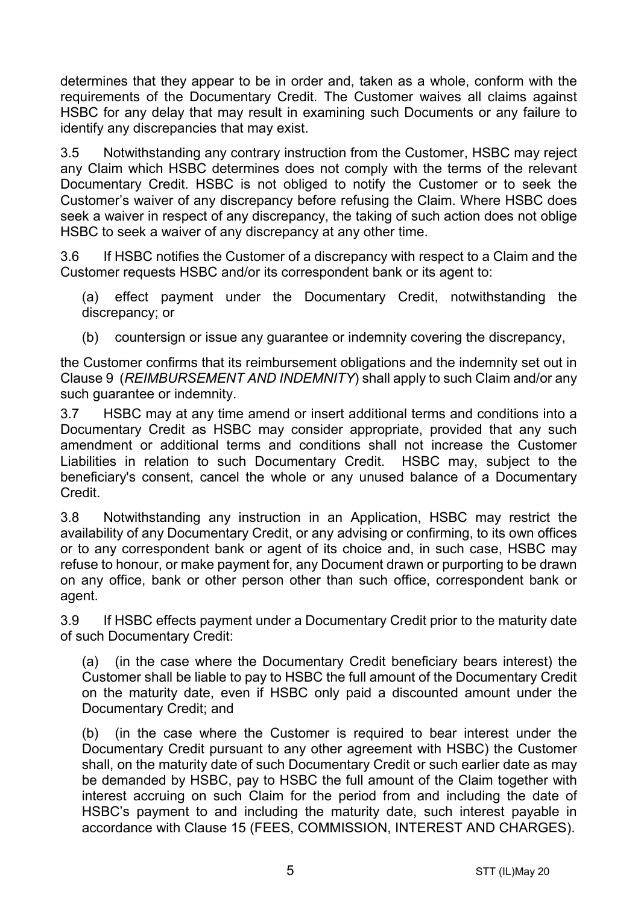determines that they appear to be in order and, taken as a whole, conform with the requirements of the Documentary Credit. The Customer waives all claims against HSBC for any delay that may result in examining such Documents or any failure to identify any discrepancies that may exist.

3.5 Notwithstanding any contrary instruction from the Customer, HSBC may reject any Claim which HSBC determines does not comply with the terms of the relevant Documentary Credit. HSBC is not obliged to notify the Customer or to seek the Customer's waiver of any discrepancy before refusing the Claim. Where HSBC does seek a waiver in respect of any discrepancy, the taking of such action does not oblige HSBC to seek a waiver of any discrepancy at any other time.

3.6 If HSBC notifies the Customer of a discrepancy with respect to a Claim and the Customer requests HSBC and/or its correspondent bank or its agent to:

(a) effect payment under the Documentary Credit, notwithstanding the discrepancy; or

(b) countersign or issue any guarantee or indemnity covering the discrepancy,

the Customer confirms that its reimbursement obligations and the indemnity set out in Clause 9 (*REIMBURSEMENT AND INDEMNITY*) shall apply to such Claim and/or any such guarantee or indemnity.

3.7 HSBC may at any time amend or insert additional terms and conditions into a Documentary Credit as HSBC may consider appropriate, provided that any such amendment or additional terms and conditions shall not increase the Customer Liabilities in relation to such Documentary Credit. HSBC may, subject to the beneficiary's consent, cancel the whole or any unused balance of a Documentary Credit.

3.8 Notwithstanding any instruction in an Application, HSBC may restrict the availability of any Documentary Credit, or any advising or confirming, to its own offices or to any correspondent bank or agent of its choice and, in such case, HSBC may refuse to honour, or make payment for, any Document drawn or purporting to be drawn on any office, bank or other person other than such office, correspondent bank or agent.

3.9 If HSBC effects payment under a Documentary Credit prior to the maturity date of such Documentary Credit:

(a) (in the case where the Documentary Credit beneficiary bears interest) the Customer shall be liable to pay to HSBC the full amount of the Documentary Credit on the maturity date, even if HSBC only paid a discounted amount under the Documentary Credit; and

(b) (in the case where the Customer is required to bear interest under the Documentary Credit pursuant to any other agreement with HSBC) the Customer shall, on the maturity date of such Documentary Credit or such earlier date as may be demanded by HSBC, pay to HSBC the full amount of the Claim together with interest accruing on such Claim for the period from and including the date of HSBC's payment to and including the maturity date, such interest payable in accordance with Clause 15 (FEES, COMMISSION, INTEREST AND CHARGES).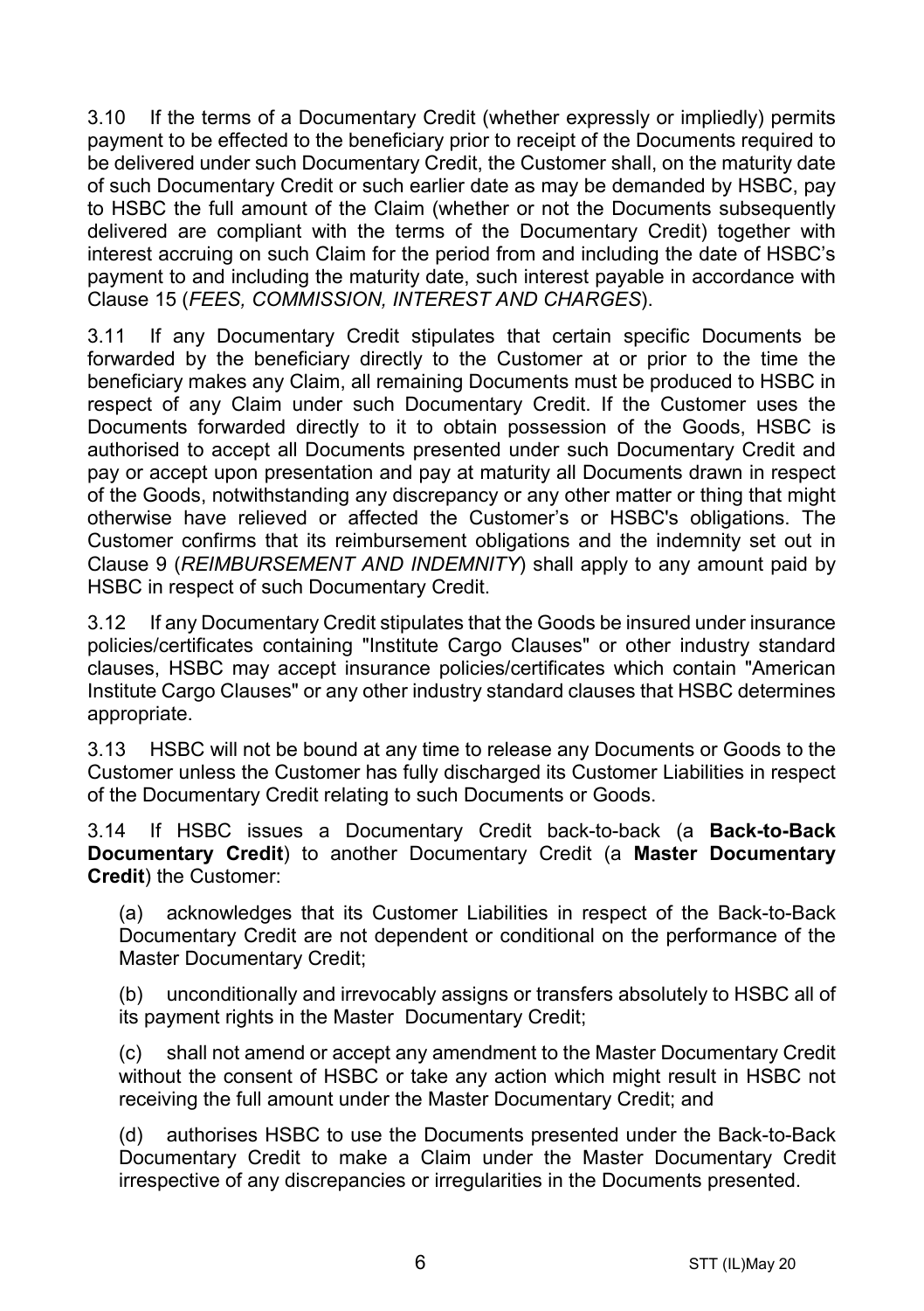3.10 If the terms of a Documentary Credit (whether expressly or impliedly) permits payment to be effected to the beneficiary prior to receipt of the Documents required to be delivered under such Documentary Credit, the Customer shall, on the maturity date of such Documentary Credit or such earlier date as may be demanded by HSBC, pay to HSBC the full amount of the Claim (whether or not the Documents subsequently delivered are compliant with the terms of the Documentary Credit) together with interest accruing on such Claim for the period from and including the date of HSBC's payment to and including the maturity date, such interest payable in accordance with Clause 15 (*FEES, COMMISSION, INTEREST AND CHARGES*).

3.11 If any Documentary Credit stipulates that certain specific Documents be forwarded by the beneficiary directly to the Customer at or prior to the time the beneficiary makes any Claim, all remaining Documents must be produced to HSBC in respect of any Claim under such Documentary Credit. If the Customer uses the Documents forwarded directly to it to obtain possession of the Goods, HSBC is authorised to accept all Documents presented under such Documentary Credit and pay or accept upon presentation and pay at maturity all Documents drawn in respect of the Goods, notwithstanding any discrepancy or any other matter or thing that might otherwise have relieved or affected the Customer's or HSBC's obligations. The Customer confirms that its reimbursement obligations and the indemnity set out in Clause 9 (*REIMBURSEMENT AND INDEMNITY*) shall apply to any amount paid by HSBC in respect of such Documentary Credit.

3.12 If any Documentary Credit stipulates that the Goods be insured under insurance policies/certificates containing "Institute Cargo Clauses" or other industry standard clauses, HSBC may accept insurance policies/certificates which contain "American Institute Cargo Clauses" or any other industry standard clauses that HSBC determines appropriate.

3.13 HSBC will not be bound at any time to release any Documents or Goods to the Customer unless the Customer has fully discharged its Customer Liabilities in respect of the Documentary Credit relating to such Documents or Goods.

3.14 If HSBC issues a Documentary Credit back-to-back (a **Back-to-Back Documentary Credit**) to another Documentary Credit (a **Master Documentary Credit**) the Customer:

(a) acknowledges that its Customer Liabilities in respect of the Back-to-Back Documentary Credit are not dependent or conditional on the performance of the Master Documentary Credit;

(b) unconditionally and irrevocably assigns or transfers absolutely to HSBC all of its payment rights in the Master Documentary Credit;

(c) shall not amend or accept any amendment to the Master Documentary Credit without the consent of HSBC or take any action which might result in HSBC not receiving the full amount under the Master Documentary Credit; and

(d) authorises HSBC to use the Documents presented under the Back-to-Back Documentary Credit to make a Claim under the Master Documentary Credit irrespective of any discrepancies or irregularities in the Documents presented.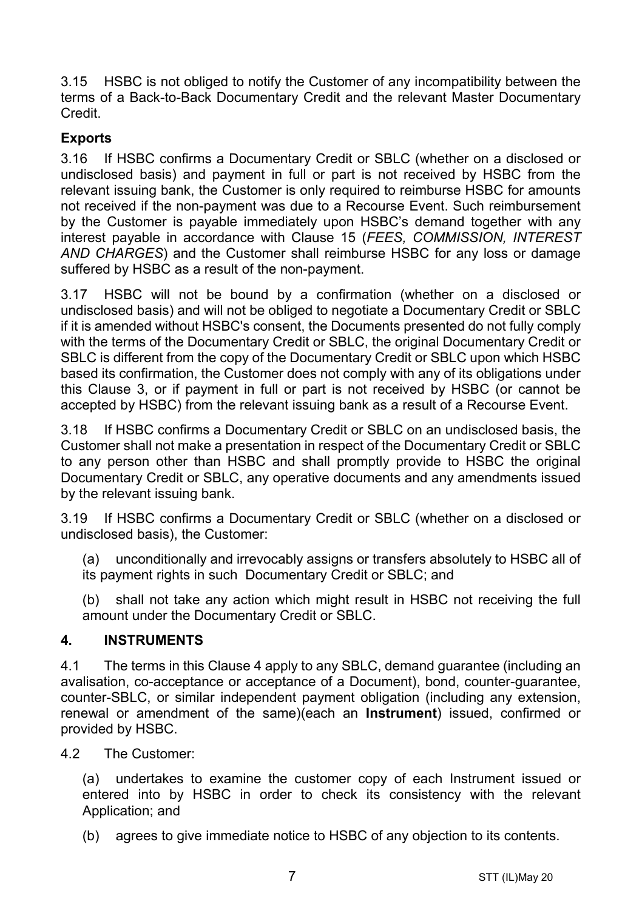3.15 HSBC is not obliged to notify the Customer of any incompatibility between the terms of a Back-to-Back Documentary Credit and the relevant Master Documentary Credit.

**Exports**

3.16 If HSBC confirms a Documentary Credit or SBLC (whether on a disclosed or undisclosed basis) and payment in full or part is not received by HSBC from the relevant issuing bank, the Customer is only required to reimburse HSBC for amounts not received if the non-payment was due to a Recourse Event. Such reimbursement by the Customer is payable immediately upon HSBC's demand together with any interest payable in accordance with Clause 15 (*FEES, COMMISSION, INTEREST AND CHARGES*) and the Customer shall reimburse HSBC for any loss or damage suffered by HSBC as a result of the non-payment.

3.17 HSBC will not be bound by a confirmation (whether on a disclosed or undisclosed basis) and will not be obliged to negotiate a Documentary Credit or SBLC if it is amended without HSBC's consent, the Documents presented do not fully comply with the terms of the Documentary Credit or SBLC, the original Documentary Credit or SBLC is different from the copy of the Documentary Credit or SBLC upon which HSBC based its confirmation, the Customer does not comply with any of its obligations under this Clause 3, or if payment in full or part is not received by HSBC (or cannot be accepted by HSBC) from the relevant issuing bank as a result of a Recourse Event.

3.18 If HSBC confirms a Documentary Credit or SBLC on an undisclosed basis, the Customer shall not make a presentation in respect of the Documentary Credit or SBLC to any person other than HSBC and shall promptly provide to HSBC the original Documentary Credit or SBLC, any operative documents and any amendments issued by the relevant issuing bank.

3.19 If HSBC confirms a Documentary Credit or SBLC (whether on a disclosed or undisclosed basis), the Customer:

(a) unconditionally and irrevocably assigns or transfers absolutely to HSBC all of its payment rights in such Documentary Credit or SBLC; and

(b) shall not take any action which might result in HSBC not receiving the full amount under the Documentary Credit or SBLC.

## 4. INSTRUMENTS

4.1 The terms in this Clause 4 apply to any SBLC, demand guarantee (including an avalisation, co-acceptance or acceptance of a Document), bond, counter-guarantee, counter-SBLC, or similar independent payment obligation (including any extension, renewal or amendment of the same)(each an **Instrument**) issued, confirmed or provided by HSBC.

4.2 The Customer:

(a) undertakes to examine the customer copy of each Instrument issued or entered into by HSBC in order to check its consistency with the relevant Application; and

(b) agrees to give immediate notice to HSBC of any objection to its contents.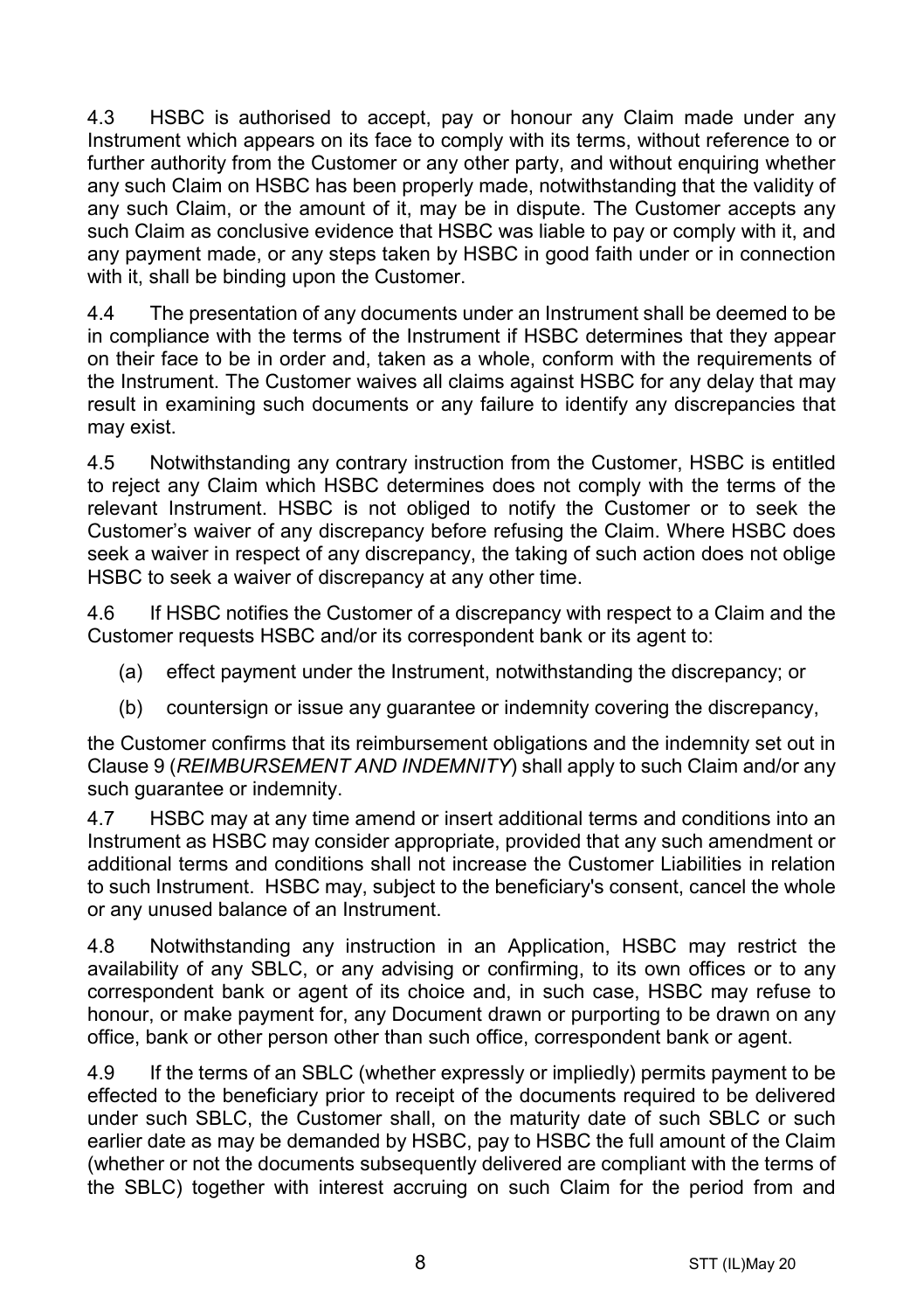4.3 HSBC is authorised to accept, pay or honour any Claim made under any Instrument which appears on its face to comply with its terms, without reference to or further authority from the Customer or any other party, and without enquiring whether any such Claim on HSBC has been properly made, notwithstanding that the validity of any such Claim, or the amount of it, may be in dispute. The Customer accepts any such Claim as conclusive evidence that HSBC was liable to pay or comply with it, and any payment made, or any steps taken by HSBC in good faith under or in connection with it, shall be binding upon the Customer.

4.4 The presentation of any documents under an Instrument shall be deemed to be in compliance with the terms of the Instrument if HSBC determines that they appear on their face to be in order and, taken as a whole, conform with the requirements of the Instrument. The Customer waives all claims against HSBC for any delay that may result in examining such documents or any failure to identify any discrepancies that may exist.

4.5 Notwithstanding any contrary instruction from the Customer, HSBC is entitled to reject any Claim which HSBC determines does not comply with the terms of the relevant Instrument. HSBC is not obliged to notify the Customer or to seek the Customer's waiver of any discrepancy before refusing the Claim. Where HSBC does seek a waiver in respect of any discrepancy, the taking of such action does not oblige HSBC to seek a waiver of discrepancy at any other time.

4.6 If HSBC notifies the Customer of a discrepancy with respect to a Claim and the Customer requests HSBC and/or its correspondent bank or its agent to:

(a) effect payment under the Instrument, notwithstanding the discrepancy; or

(b) countersign or issue any guarantee or indemnity covering the discrepancy,

the Customer confirms that its reimbursement obligations and the indemnity set out in Clause 9 (*REIMBURSEMENT AND INDEMNITY*) shall apply to such Claim and/or any such guarantee or indemnity.

4.7 HSBC may at any time amend or insert additional terms and conditions into an Instrument as HSBC may consider appropriate, provided that any such amendment or additional terms and conditions shall not increase the Customer Liabilities in relation to such Instrument. HSBC may, subject to the beneficiary's consent, cancel the whole or any unused balance of an Instrument.

4.8 Notwithstanding any instruction in an Application, HSBC may restrict the availability of any SBLC, or any advising or confirming, to its own offices or to any correspondent bank or agent of its choice and, in such case, HSBC may refuse to honour, or make payment for, any Document drawn or purporting to be drawn on any office, bank or other person other than such office, correspondent bank or agent.

4.9 If the terms of an SBLC (whether expressly or impliedly) permits payment to be effected to the beneficiary prior to receipt of the documents required to be delivered under such SBLC, the Customer shall, on the maturity date of such SBLC or such earlier date as may be demanded by HSBC, pay to HSBC the full amount of the Claim (whether or not the documents subsequently delivered are compliant with the terms of the SBLC) together with interest accruing on such Claim for the period from and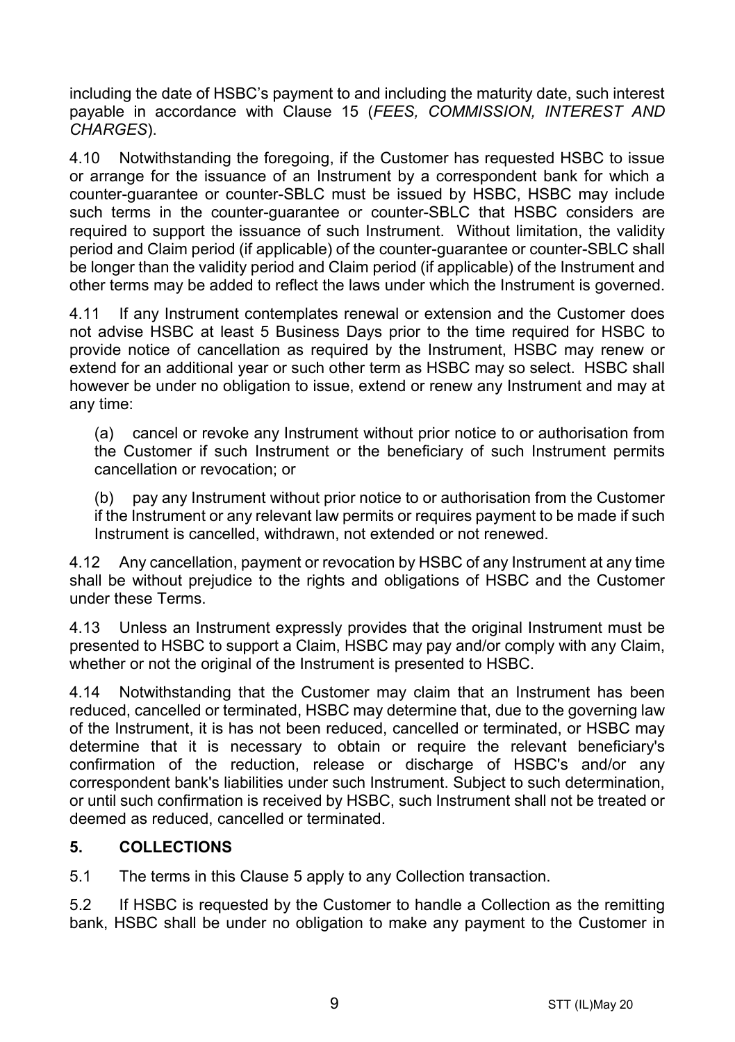including the date of HSBC's payment to and including the maturity date, such interest payable in accordance with Clause 15 (*FEES, COMMISSION, INTEREST AND CHARGES*).

4.10 Notwithstanding the foregoing, if the Customer has requested HSBC to issue or arrange for the issuance of an Instrument by a correspondent bank for which a counter-guarantee or counter-SBLC must be issued by HSBC, HSBC may include such terms in the counter-guarantee or counter-SBLC that HSBC considers are required to support the issuance of such Instrument. Without limitation, the validity period and Claim period (if applicable) of the counter-guarantee or counter-SBLC shall be longer than the validity period and Claim period (if applicable) of the Instrument and other terms may be added to reflect the laws under which the Instrument is governed.

4.11 If any Instrument contemplates renewal or extension and the Customer does not advise HSBC at least 5 Business Days prior to the time required for HSBC to provide notice of cancellation as required by the Instrument, HSBC may renew or extend for an additional year or such other term as HSBC may so select. HSBC shall however be under no obligation to issue, extend or renew any Instrument and may at any time:

(a) cancel or revoke any Instrument without prior notice to or authorisation from the Customer if such Instrument or the beneficiary of such Instrument permits cancellation or revocation; or

(b) pay any Instrument without prior notice to or authorisation from the Customer if the Instrument or any relevant law permits or requires payment to be made if such Instrument is cancelled, withdrawn, not extended or not renewed.

4.12 Any cancellation, payment or revocation by HSBC of any Instrument at any time shall be without prejudice to the rights and obligations of HSBC and the Customer under these Terms.

4.13 Unless an Instrument expressly provides that the original Instrument must be presented to HSBC to support a Claim, HSBC may pay and/or comply with any Claim, whether or not the original of the Instrument is presented to HSBC.

4.14 Notwithstanding that the Customer may claim that an Instrument has been reduced, cancelled or terminated, HSBC may determine that, due to the governing law of the Instrument, it is has not been reduced, cancelled or terminated, or HSBC may determine that it is necessary to obtain or require the relevant beneficiary's confirmation of the reduction, release or discharge of HSBC's and/or any correspondent bank's liabilities under such Instrument. Subject to such determination, or until such confirmation is received by HSBC, such Instrument shall not be treated or deemed as reduced, cancelled or terminated.

## 5. COLLECTIONS

5.1 The terms in this Clause 5 apply to any Collection transaction.

5.2 If HSBC is requested by the Customer to handle a Collection as the remitting bank, HSBC shall be under no obligation to make any payment to the Customer in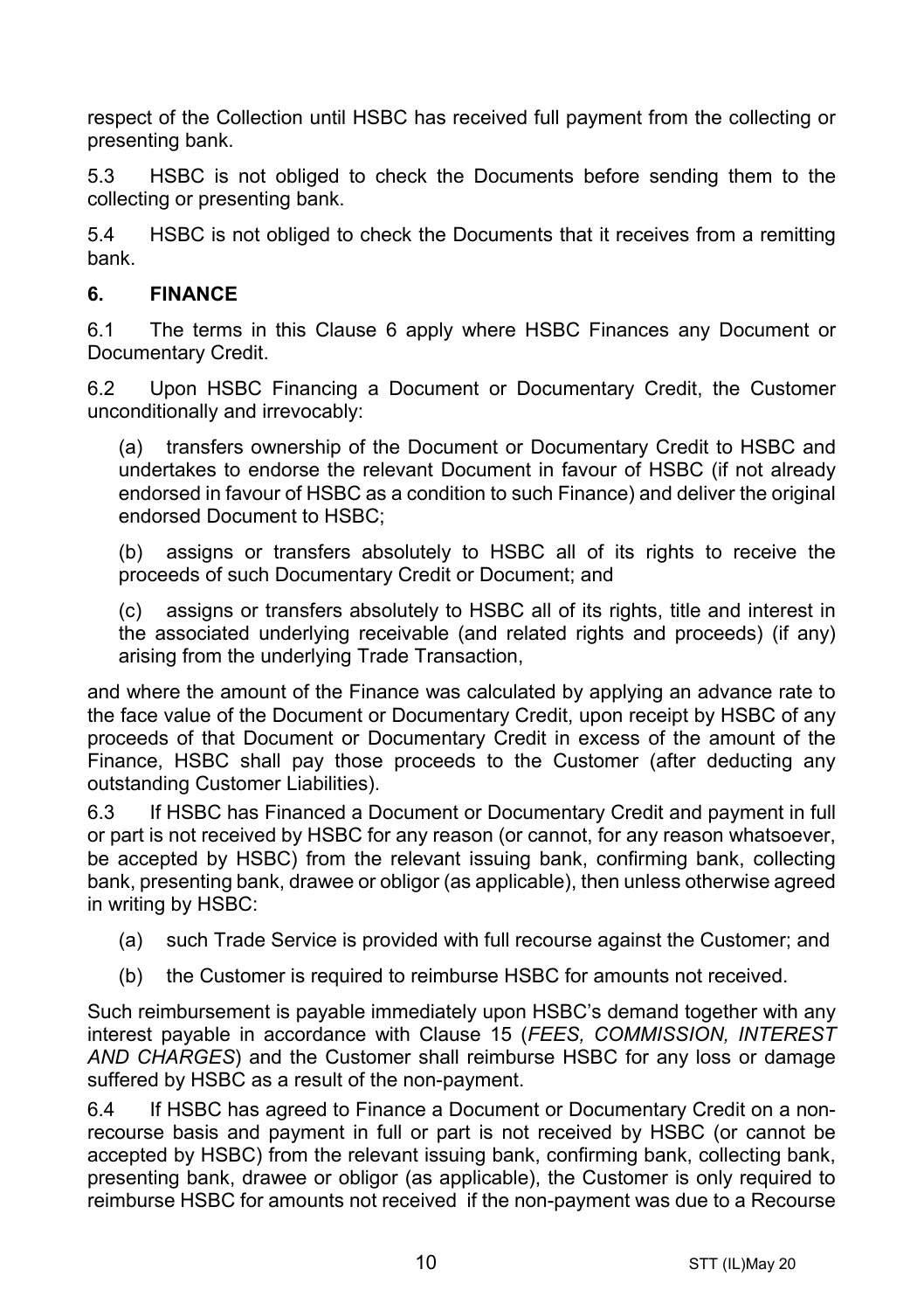respect of the Collection until HSBC has received full payment from the collecting or presenting bank.

5.3 HSBC is not obliged to check the Documents before sending them to the collecting or presenting bank.

5.4 HSBC is not obliged to check the Documents that it receives from a remitting bank.

## 6. FINANCE

6.1 The terms in this Clause 6 apply where HSBC Finances any Document or Documentary Credit.

6.2 Upon HSBC Financing a Document or Documentary Credit, the Customer unconditionally and irrevocably:

(a) transfers ownership of the Document or Documentary Credit to HSBC and undertakes to endorse the relevant Document in favour of HSBC (if not already endorsed in favour of HSBC as a condition to such Finance) and deliver the original endorsed Document to HSBC;

(b) assigns or transfers absolutely to HSBC all of its rights to receive the proceeds of such Documentary Credit or Document; and

(c) assigns or transfers absolutely to HSBC all of its rights, title and interest in the associated underlying receivable (and related rights and proceeds) (if any) arising from the underlying Trade Transaction,

and where the amount of the Finance was calculated by applying an advance rate to the face value of the Document or Documentary Credit, upon receipt by HSBC of any proceeds of that Document or Documentary Credit in excess of the amount of the Finance, HSBC shall pay those proceeds to the Customer (after deducting any outstanding Customer Liabilities).

6.3 If HSBC has Financed a Document or Documentary Credit and payment in full or part is not received by HSBC for any reason (or cannot, for any reason whatsoever, be accepted by HSBC) from the relevant issuing bank, confirming bank, collecting bank, presenting bank, drawee or obligor (as applicable), then unless otherwise agreed in writing by HSBC:

(a) such Trade Service is provided with full recourse against the Customer; and

(b) the Customer is required to reimburse HSBC for amounts not received.

Such reimbursement is payable immediately upon HSBC's demand together with any interest payable in accordance with Clause 15 (*FEES, COMMISSION, INTEREST AND CHARGES*) and the Customer shall reimburse HSBC for any loss or damage suffered by HSBC as a result of the non-payment.

6.4 If HSBC has agreed to Finance a Document or Documentary Credit on a non-recourse basis and payment in full or part is not received by HSBC (or cannot be accepted by HSBC) from the relevant issuing bank, confirming bank, collecting bank, presenting bank, drawee or obligor (as applicable), the Customer is only required to reimburse HSBC for amounts not received if the non-payment was due to a Recourse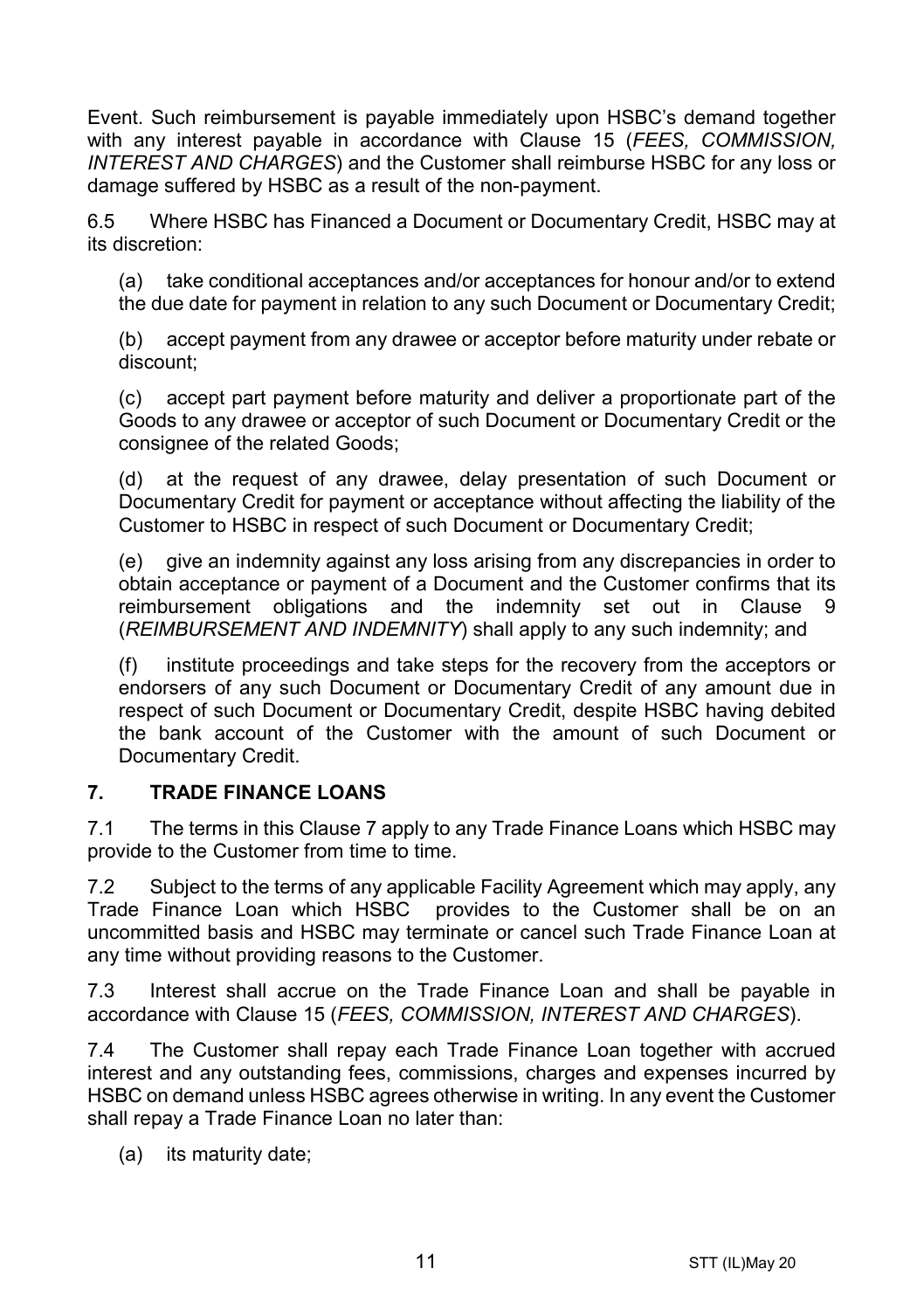Event. Such reimbursement is payable immediately upon HSBC's demand together with any interest payable in accordance with Clause 15 (*FEES, COMMISSION, INTEREST AND CHARGES*) and the Customer shall reimburse HSBC for any loss or damage suffered by HSBC as a result of the non-payment.

6.5 Where HSBC has Financed a Document or Documentary Credit, HSBC may at its discretion:

(a) take conditional acceptances and/or acceptances for honour and/or to extend the due date for payment in relation to any such Document or Documentary Credit;

(b) accept payment from any drawee or acceptor before maturity under rebate or discount;

(c) accept part payment before maturity and deliver a proportionate part of the Goods to any drawee or acceptor of such Document or Documentary Credit or the consignee of the related Goods;

(d) at the request of any drawee, delay presentation of such Document or Documentary Credit for payment or acceptance without affecting the liability of the Customer to HSBC in respect of such Document or Documentary Credit;

(e) give an indemnity against any loss arising from any discrepancies in order to obtain acceptance or payment of a Document and the Customer confirms that its reimbursement obligations and the indemnity set out in Clause 9 (*REIMBURSEMENT AND INDEMNITY*) shall apply to any such indemnity; and

(f) institute proceedings and take steps for the recovery from the acceptors or endorsers of any such Document or Documentary Credit of any amount due in respect of such Document or Documentary Credit, despite HSBC having debited the bank account of the Customer with the amount of such Document or Documentary Credit.

## 7. TRADE FINANCE LOANS

7.1 The terms in this Clause 7 apply to any Trade Finance Loans which HSBC may provide to the Customer from time to time.

7.2 Subject to the terms of any applicable Facility Agreement which may apply, any Trade Finance Loan which HSBC provides to the Customer shall be on an uncommitted basis and HSBC may terminate or cancel such Trade Finance Loan at any time without providing reasons to the Customer.

7.3 Interest shall accrue on the Trade Finance Loan and shall be payable in accordance with Clause 15 (*FEES, COMMISSION, INTEREST AND CHARGES*).

7.4 The Customer shall repay each Trade Finance Loan together with accrued interest and any outstanding fees, commissions, charges and expenses incurred by HSBC on demand unless HSBC agrees otherwise in writing. In any event the Customer shall repay a Trade Finance Loan no later than:

(a) its maturity date;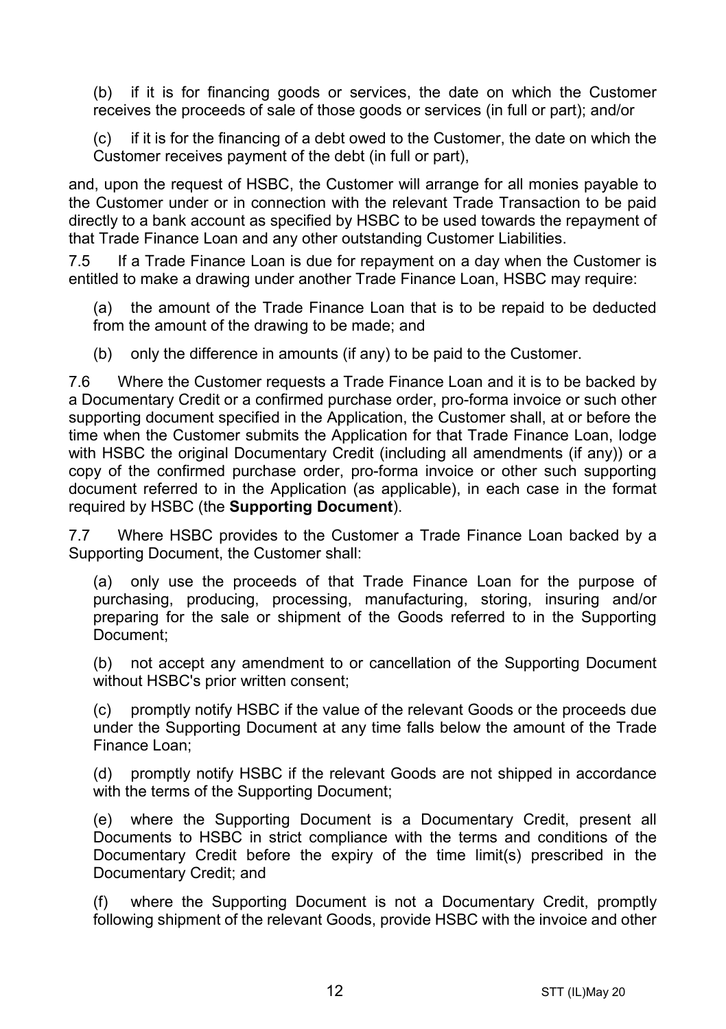(b) if it is for financing goods or services, the date on which the Customer receives the proceeds of sale of those goods or services (in full or part); and/or

(c) if it is for the financing of a debt owed to the Customer, the date on which the Customer receives payment of the debt (in full or part),

and, upon the request of HSBC, the Customer will arrange for all monies payable to the Customer under or in connection with the relevant Trade Transaction to be paid directly to a bank account as specified by HSBC to be used towards the repayment of that Trade Finance Loan and any other outstanding Customer Liabilities.

7.5 If a Trade Finance Loan is due for repayment on a day when the Customer is entitled to make a drawing under another Trade Finance Loan, HSBC may require:

(a) the amount of the Trade Finance Loan that is to be repaid to be deducted from the amount of the drawing to be made; and

(b) only the difference in amounts (if any) to be paid to the Customer.

7.6 Where the Customer requests a Trade Finance Loan and it is to be backed by a Documentary Credit or a confirmed purchase order, pro-forma invoice or such other supporting document specified in the Application, the Customer shall, at or before the time when the Customer submits the Application for that Trade Finance Loan, lodge with HSBC the original Documentary Credit (including all amendments (if any)) or a copy of the confirmed purchase order, pro-forma invoice or other such supporting document referred to in the Application (as applicable), in each case in the format required by HSBC (the **Supporting Document**).

7.7 Where HSBC provides to the Customer a Trade Finance Loan backed by a Supporting Document, the Customer shall:

(a) only use the proceeds of that Trade Finance Loan for the purpose of purchasing, producing, processing, manufacturing, storing, insuring and/or preparing for the sale or shipment of the Goods referred to in the Supporting Document;

(b) not accept any amendment to or cancellation of the Supporting Document without HSBC's prior written consent;

(c) promptly notify HSBC if the value of the relevant Goods or the proceeds due under the Supporting Document at any time falls below the amount of the Trade Finance Loan;

(d) promptly notify HSBC if the relevant Goods are not shipped in accordance with the terms of the Supporting Document;

(e) where the Supporting Document is a Documentary Credit, present all Documents to HSBC in strict compliance with the terms and conditions of the Documentary Credit before the expiry of the time limit(s) prescribed in the Documentary Credit; and

(f) where the Supporting Document is not a Documentary Credit, promptly following shipment of the relevant Goods, provide HSBC with the invoice and other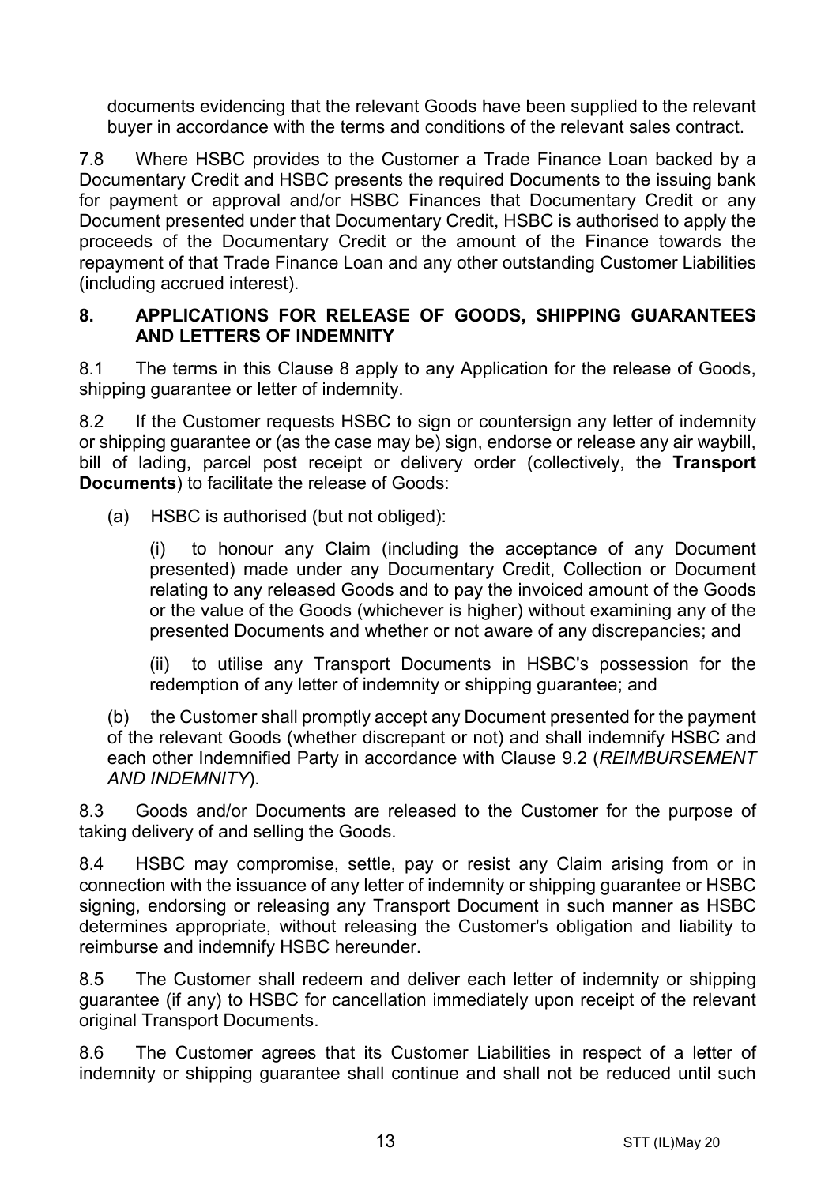documents evidencing that the relevant Goods have been supplied to the relevant buyer in accordance with the terms and conditions of the relevant sales contract.

7.8 Where HSBC provides to the Customer a Trade Finance Loan backed by a Documentary Credit and HSBC presents the required Documents to the issuing bank for payment or approval and/or HSBC Finances that Documentary Credit or any Document presented under that Documentary Credit, HSBC is authorised to apply the proceeds of the Documentary Credit or the amount of the Finance towards the repayment of that Trade Finance Loan and any other outstanding Customer Liabilities (including accrued interest).

## 8. APPLICATIONS FOR RELEASE OF GOODS, SHIPPING GUARANTEES AND LETTERS OF INDEMNITY

8.1 The terms in this Clause 8 apply to any Application for the release of Goods, shipping guarantee or letter of indemnity.

8.2 If the Customer requests HSBC to sign or countersign any letter of indemnity or shipping guarantee or (as the case may be) sign, endorse or release any air waybill, bill of lading, parcel post receipt or delivery order (collectively, the **Transport Documents**) to facilitate the release of Goods:

(a) HSBC is authorised (but not obliged):

(i) to honour any Claim (including the acceptance of any Document presented) made under any Documentary Credit, Collection or Document relating to any released Goods and to pay the invoiced amount of the Goods or the value of the Goods (whichever is higher) without examining any of the presented Documents and whether or not aware of any discrepancies; and

(ii) to utilise any Transport Documents in HSBC's possession for the redemption of any letter of indemnity or shipping guarantee; and

(b) the Customer shall promptly accept any Document presented for the payment of the relevant Goods (whether discrepant or not) and shall indemnify HSBC and each other Indemnified Party in accordance with Clause 9.2 (*REIMBURSEMENT AND INDEMNITY*).

8.3 Goods and/or Documents are released to the Customer for the purpose of taking delivery of and selling the Goods.

8.4 HSBC may compromise, settle, pay or resist any Claim arising from or in connection with the issuance of any letter of indemnity or shipping guarantee or HSBC signing, endorsing or releasing any Transport Document in such manner as HSBC determines appropriate, without releasing the Customer's obligation and liability to reimburse and indemnify HSBC hereunder.

8.5 The Customer shall redeem and deliver each letter of indemnity or shipping guarantee (if any) to HSBC for cancellation immediately upon receipt of the relevant original Transport Documents.

8.6 The Customer agrees that its Customer Liabilities in respect of a letter of indemnity or shipping guarantee shall continue and shall not be reduced until such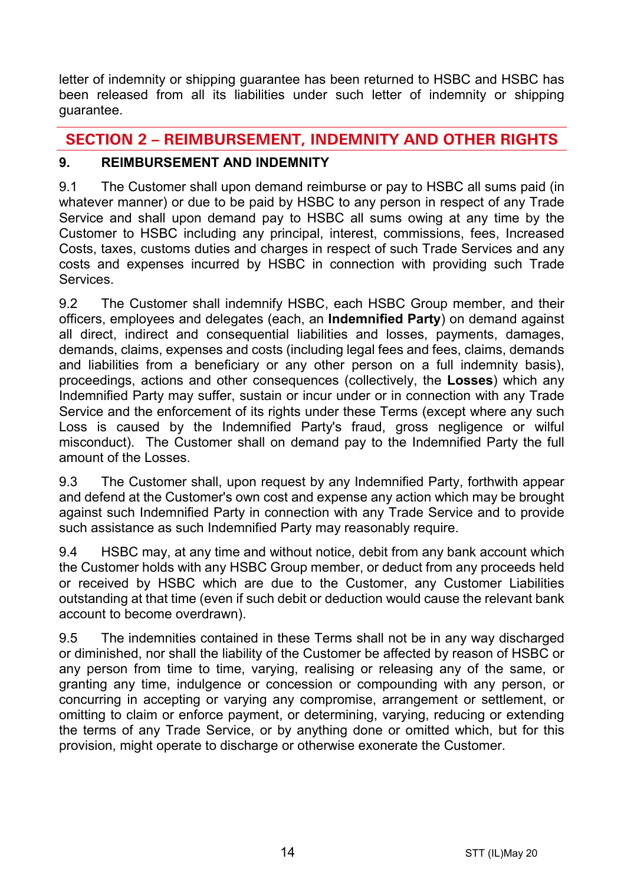letter of indemnity or shipping guarantee has been returned to HSBC and HSBC has been released from all its liabilities under such letter of indemnity or shipping guarantee.

## SECTION 2 – REIMBURSEMENT, INDEMNITY AND OTHER RIGHTS

### 9. REIMBURSEMENT AND INDEMNITY

9.1 The Customer shall upon demand reimburse or pay to HSBC all sums paid (in whatever manner) or due to be paid by HSBC to any person in respect of any Trade Service and shall upon demand pay to HSBC all sums owing at any time by the Customer to HSBC including any principal, interest, commissions, fees, Increased Costs, taxes, customs duties and charges in respect of such Trade Services and any costs and expenses incurred by HSBC in connection with providing such Trade Services.

9.2 The Customer shall indemnify HSBC, each HSBC Group member, and their officers, employees and delegates (each, an **Indemnified Party**) on demand against all direct, indirect and consequential liabilities and losses, payments, damages, demands, claims, expenses and costs (including legal fees and fees, claims, demands and liabilities from a beneficiary or any other person on a full indemnity basis), proceedings, actions and other consequences (collectively, the **Losses**) which any Indemnified Party may suffer, sustain or incur under or in connection with any Trade Service and the enforcement of its rights under these Terms (except where any such Loss is caused by the Indemnified Party's fraud, gross negligence or wilful misconduct). The Customer shall on demand pay to the Indemnified Party the full amount of the Losses.

9.3 The Customer shall, upon request by any Indemnified Party, forthwith appear and defend at the Customer's own cost and expense any action which may be brought against such Indemnified Party in connection with any Trade Service and to provide such assistance as such Indemnified Party may reasonably require.

9.4 HSBC may, at any time and without notice, debit from any bank account which the Customer holds with any HSBC Group member, or deduct from any proceeds held or received by HSBC which are due to the Customer, any Customer Liabilities outstanding at that time (even if such debit or deduction would cause the relevant bank account to become overdrawn).

9.5 The indemnities contained in these Terms shall not be in any way discharged or diminished, nor shall the liability of the Customer be affected by reason of HSBC or any person from time to time, varying, realising or releasing any of the same, or granting any time, indulgence or concession or compounding with any person, or concurring in accepting or varying any compromise, arrangement or settlement, or omitting to claim or enforce payment, or determining, varying, reducing or extending the terms of any Trade Service, or by anything done or omitted which, but for this provision, might operate to discharge or otherwise exonerate the Customer.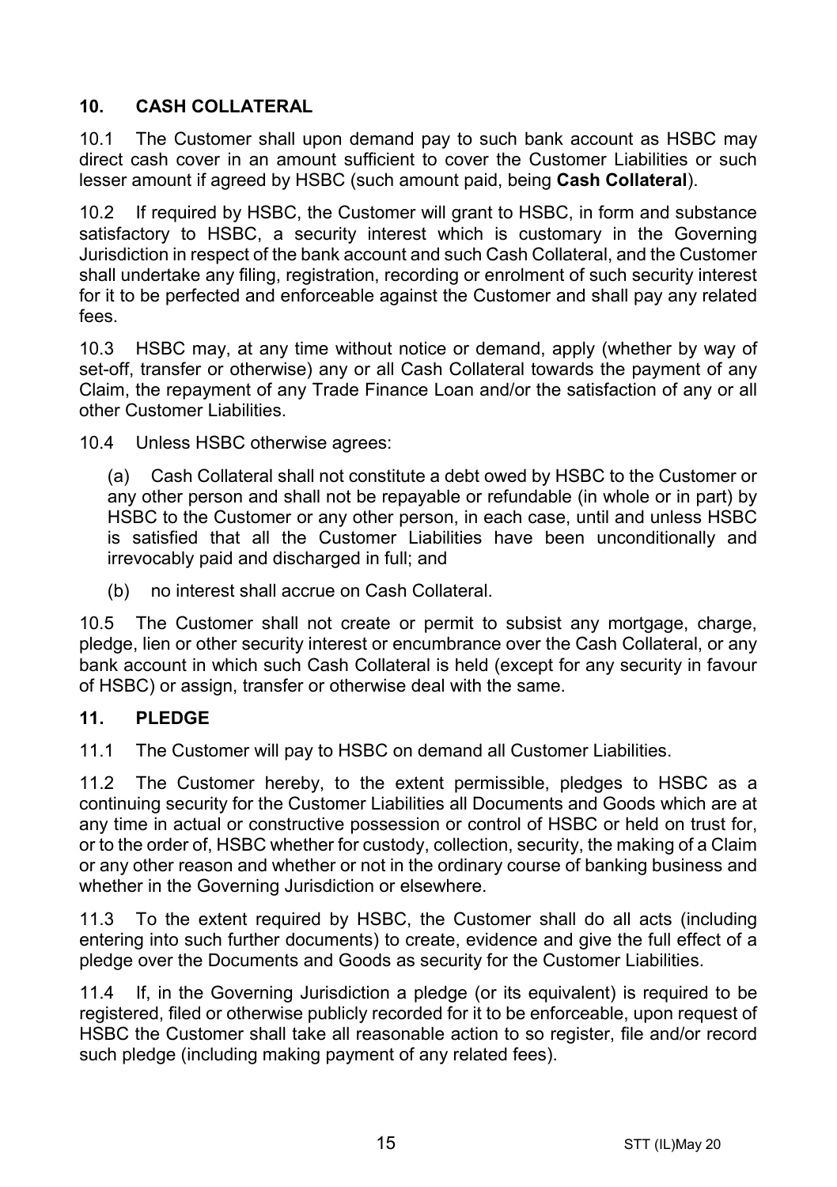## 10. CASH COLLATERAL

10.1 The Customer shall upon demand pay to such bank account as HSBC may direct cash cover in an amount sufficient to cover the Customer Liabilities or such lesser amount if agreed by HSBC (such amount paid, being **Cash Collateral**).

10.2 If required by HSBC, the Customer will grant to HSBC, in form and substance satisfactory to HSBC, a security interest which is customary in the Governing Jurisdiction in respect of the bank account and such Cash Collateral, and the Customer shall undertake any filing, registration, recording or enrolment of such security interest for it to be perfected and enforceable against the Customer and shall pay any related fees.

10.3 HSBC may, at any time without notice or demand, apply (whether by way of set-off, transfer or otherwise) any or all Cash Collateral towards the payment of any Claim, the repayment of any Trade Finance Loan and/or the satisfaction of any or all other Customer Liabilities.

10.4 Unless HSBC otherwise agrees:

(a) Cash Collateral shall not constitute a debt owed by HSBC to the Customer or any other person and shall not be repayable or refundable (in whole or in part) by HSBC to the Customer or any other person, in each case, until and unless HSBC is satisfied that all the Customer Liabilities have been unconditionally and irrevocably paid and discharged in full; and

(b) no interest shall accrue on Cash Collateral.

10.5 The Customer shall not create or permit to subsist any mortgage, charge, pledge, lien or other security interest or encumbrance over the Cash Collateral, or any bank account in which such Cash Collateral is held (except for any security in favour of HSBC) or assign, transfer or otherwise deal with the same.

## 11. PLEDGE

11.1 The Customer will pay to HSBC on demand all Customer Liabilities.

11.2 The Customer hereby, to the extent permissible, pledges to HSBC as a continuing security for the Customer Liabilities all Documents and Goods which are at any time in actual or constructive possession or control of HSBC or held on trust for, or to the order of, HSBC whether for custody, collection, security, the making of a Claim or any other reason and whether or not in the ordinary course of banking business and whether in the Governing Jurisdiction or elsewhere.

11.3 To the extent required by HSBC, the Customer shall do all acts (including entering into such further documents) to create, evidence and give the full effect of a pledge over the Documents and Goods as security for the Customer Liabilities.

11.4 If, in the Governing Jurisdiction a pledge (or its equivalent) is required to be registered, filed or otherwise publicly recorded for it to be enforceable, upon request of HSBC the Customer shall take all reasonable action to so register, file and/or record such pledge (including making payment of any related fees).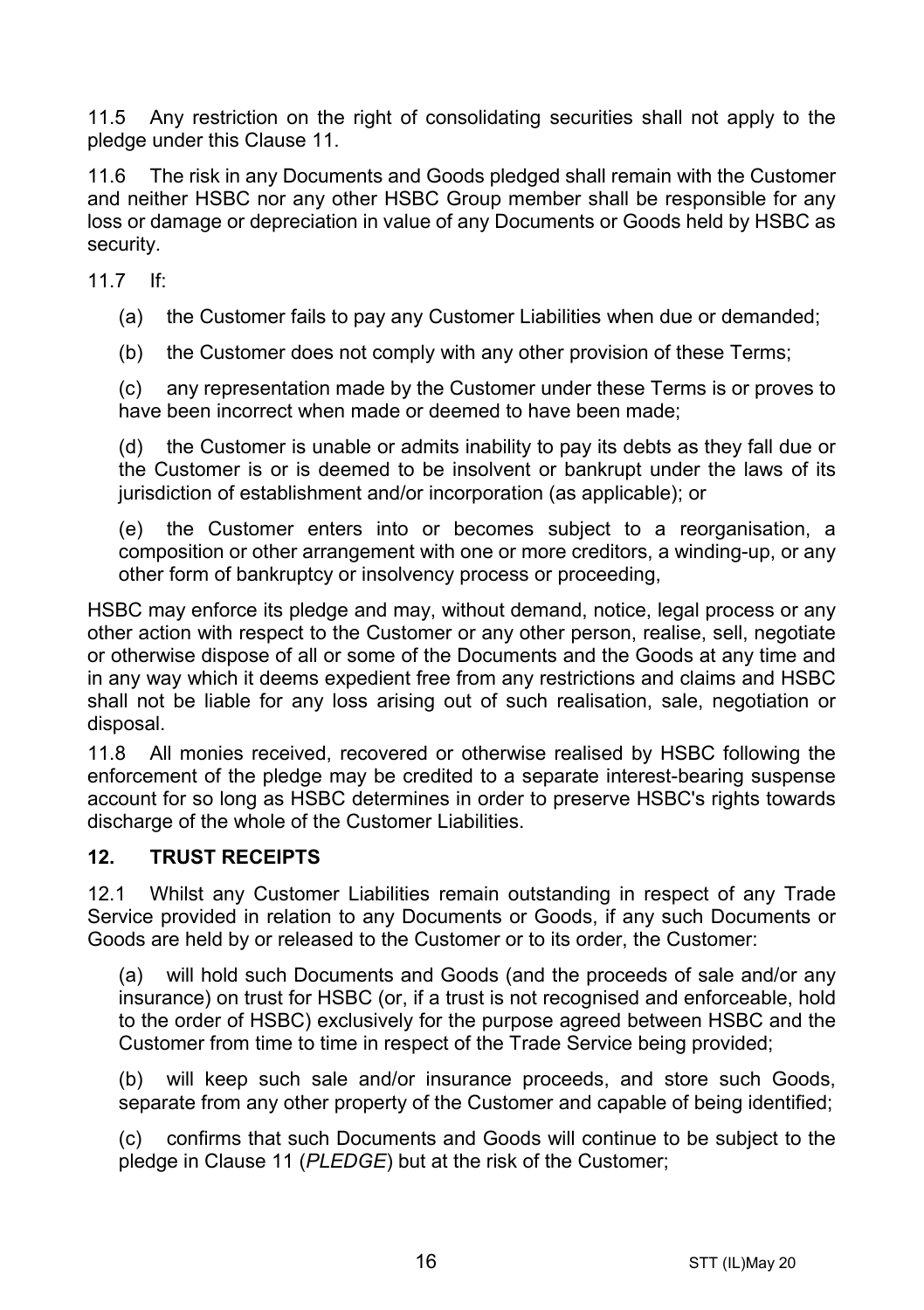11.5 Any restriction on the right of consolidating securities shall not apply to the pledge under this Clause 11.

11.6 The risk in any Documents and Goods pledged shall remain with the Customer and neither HSBC nor any other HSBC Group member shall be responsible for any loss or damage or depreciation in value of any Documents or Goods held by HSBC as security.

11.7 If:

(a) the Customer fails to pay any Customer Liabilities when due or demanded;

(b) the Customer does not comply with any other provision of these Terms;

(c) any representation made by the Customer under these Terms is or proves to have been incorrect when made or deemed to have been made;

(d) the Customer is unable or admits inability to pay its debts as they fall due or the Customer is or is deemed to be insolvent or bankrupt under the laws of its jurisdiction of establishment and/or incorporation (as applicable); or

(e) the Customer enters into or becomes subject to a reorganisation, a composition or other arrangement with one or more creditors, a winding-up, or any other form of bankruptcy or insolvency process or proceeding,

HSBC may enforce its pledge and may, without demand, notice, legal process or any other action with respect to the Customer or any other person, realise, sell, negotiate or otherwise dispose of all or some of the Documents and the Goods at any time and in any way which it deems expedient free from any restrictions and claims and HSBC shall not be liable for any loss arising out of such realisation, sale, negotiation or disposal.

11.8 All monies received, recovered or otherwise realised by HSBC following the enforcement of the pledge may be credited to a separate interest-bearing suspense account for so long as HSBC determines in order to preserve HSBC's rights towards discharge of the whole of the Customer Liabilities.

## 12. TRUST RECEIPTS

12.1 Whilst any Customer Liabilities remain outstanding in respect of any Trade Service provided in relation to any Documents or Goods, if any such Documents or Goods are held by or released to the Customer or to its order, the Customer:

(a) will hold such Documents and Goods (and the proceeds of sale and/or any insurance) on trust for HSBC (or, if a trust is not recognised and enforceable, hold to the order of HSBC) exclusively for the purpose agreed between HSBC and the Customer from time to time in respect of the Trade Service being provided;

(b) will keep such sale and/or insurance proceeds, and store such Goods, separate from any other property of the Customer and capable of being identified;

(c) confirms that such Documents and Goods will continue to be subject to the pledge in Clause 11 (*PLEDGE*) but at the risk of the Customer;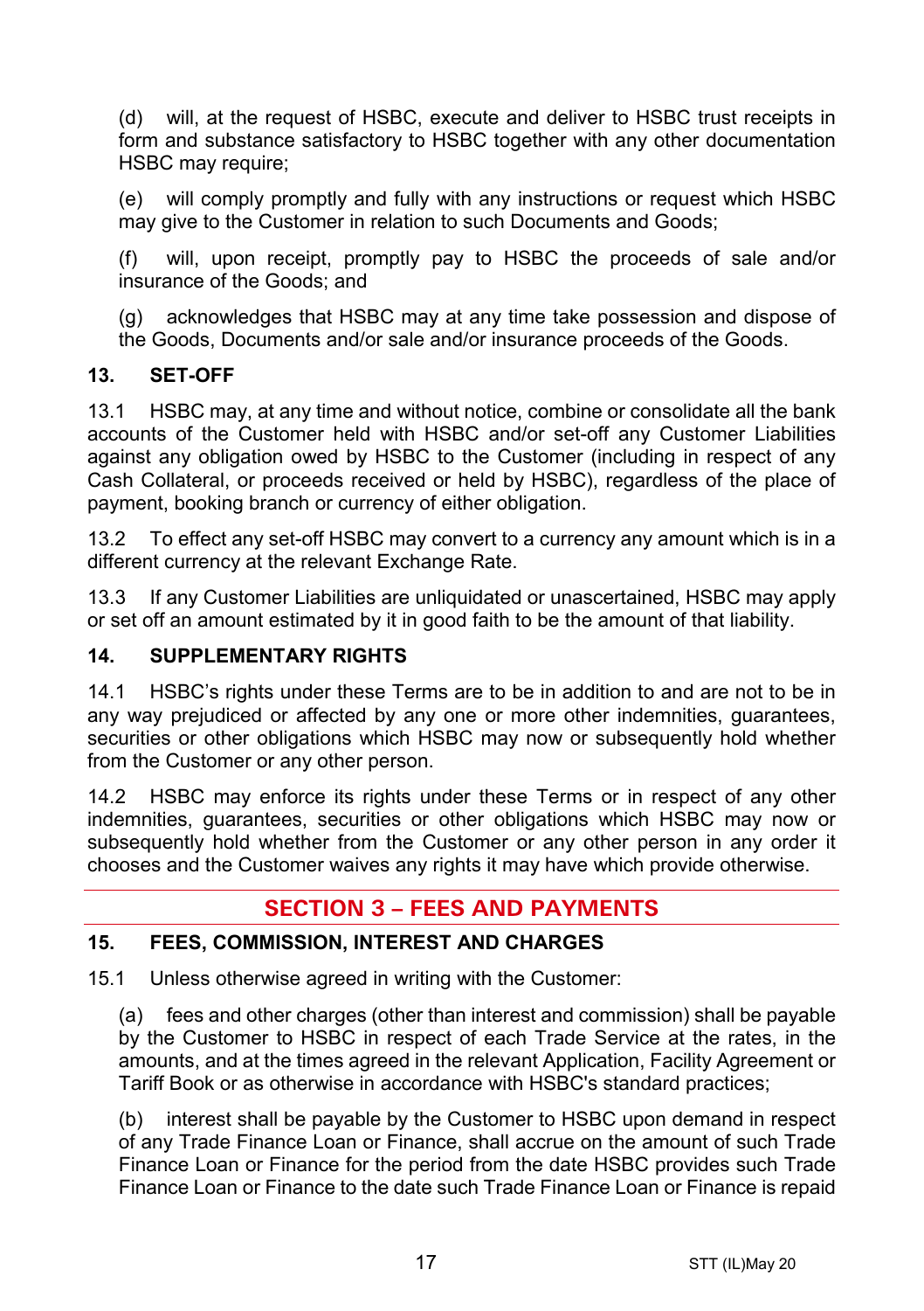(d) will, at the request of HSBC, execute and deliver to HSBC trust receipts in form and substance satisfactory to HSBC together with any other documentation HSBC may require;

(e) will comply promptly and fully with any instructions or request which HSBC may give to the Customer in relation to such Documents and Goods;

(f) will, upon receipt, promptly pay to HSBC the proceeds of sale and/or insurance of the Goods; and

(g) acknowledges that HSBC may at any time take possession and dispose of the Goods, Documents and/or sale and/or insurance proceeds of the Goods.

### 13. SET-OFF

13.1 HSBC may, at any time and without notice, combine or consolidate all the bank accounts of the Customer held with HSBC and/or set-off any Customer Liabilities against any obligation owed by HSBC to the Customer (including in respect of any Cash Collateral, or proceeds received or held by HSBC), regardless of the place of payment, booking branch or currency of either obligation.

13.2 To effect any set-off HSBC may convert to a currency any amount which is in a different currency at the relevant Exchange Rate.

13.3 If any Customer Liabilities are unliquidated or unascertained, HSBC may apply or set off an amount estimated by it in good faith to be the amount of that liability.

### 14. SUPPLEMENTARY RIGHTS

14.1 HSBC's rights under these Terms are to be in addition to and are not to be in any way prejudiced or affected by any one or more other indemnities, guarantees, securities or other obligations which HSBC may now or subsequently hold whether from the Customer or any other person.

14.2 HSBC may enforce its rights under these Terms or in respect of any other indemnities, guarantees, securities or other obligations which HSBC may now or subsequently hold whether from the Customer or any other person in any order it chooses and the Customer waives any rights it may have which provide otherwise.

## SECTION 3 – FEES AND PAYMENTS

### 15. FEES, COMMISSION, INTEREST AND CHARGES

15.1 Unless otherwise agreed in writing with the Customer:

(a) fees and other charges (other than interest and commission) shall be payable by the Customer to HSBC in respect of each Trade Service at the rates, in the amounts, and at the times agreed in the relevant Application, Facility Agreement or Tariff Book or as otherwise in accordance with HSBC's standard practices;

(b) interest shall be payable by the Customer to HSBC upon demand in respect of any Trade Finance Loan or Finance, shall accrue on the amount of such Trade Finance Loan or Finance for the period from the date HSBC provides such Trade Finance Loan or Finance to the date such Trade Finance Loan or Finance is repaid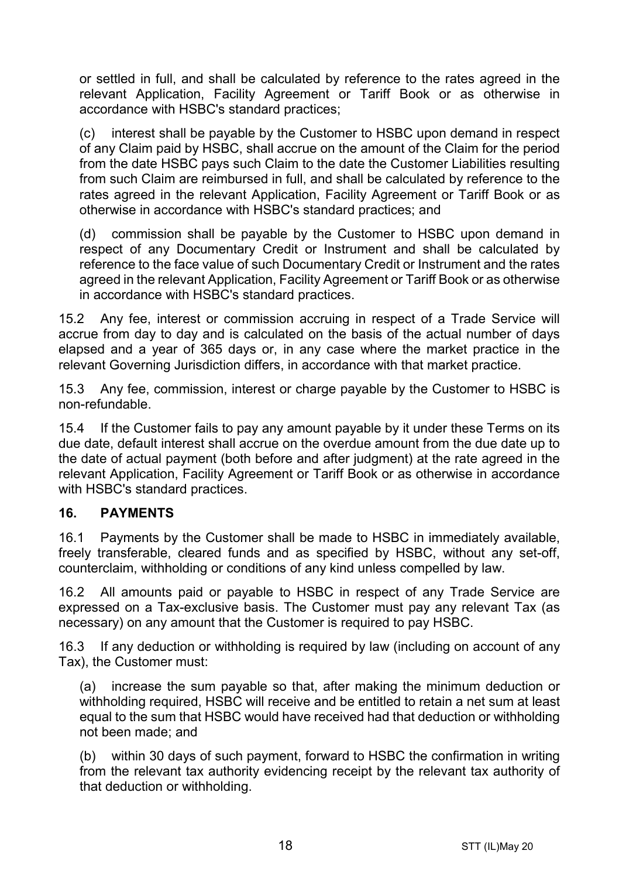or settled in full, and shall be calculated by reference to the rates agreed in the relevant Application, Facility Agreement or Tariff Book or as otherwise in accordance with HSBC's standard practices;

(c) interest shall be payable by the Customer to HSBC upon demand in respect of any Claim paid by HSBC, shall accrue on the amount of the Claim for the period from the date HSBC pays such Claim to the date the Customer Liabilities resulting from such Claim are reimbursed in full, and shall be calculated by reference to the rates agreed in the relevant Application, Facility Agreement or Tariff Book or as otherwise in accordance with HSBC's standard practices; and

(d) commission shall be payable by the Customer to HSBC upon demand in respect of any Documentary Credit or Instrument and shall be calculated by reference to the face value of such Documentary Credit or Instrument and the rates agreed in the relevant Application, Facility Agreement or Tariff Book or as otherwise in accordance with HSBC's standard practices.

15.2 Any fee, interest or commission accruing in respect of a Trade Service will accrue from day to day and is calculated on the basis of the actual number of days elapsed and a year of 365 days or, in any case where the market practice in the relevant Governing Jurisdiction differs, in accordance with that market practice.

15.3 Any fee, commission, interest or charge payable by the Customer to HSBC is non-refundable.

15.4 If the Customer fails to pay any amount payable by it under these Terms on its due date, default interest shall accrue on the overdue amount from the due date up to the date of actual payment (both before and after judgment) at the rate agreed in the relevant Application, Facility Agreement or Tariff Book or as otherwise in accordance with HSBC's standard practices.

## 16. PAYMENTS

16.1 Payments by the Customer shall be made to HSBC in immediately available, freely transferable, cleared funds and as specified by HSBC, without any set-off, counterclaim, withholding or conditions of any kind unless compelled by law.

16.2 All amounts paid or payable to HSBC in respect of any Trade Service are expressed on a Tax-exclusive basis. The Customer must pay any relevant Tax (as necessary) on any amount that the Customer is required to pay HSBC.

16.3 If any deduction or withholding is required by law (including on account of any Tax), the Customer must:

(a) increase the sum payable so that, after making the minimum deduction or withholding required, HSBC will receive and be entitled to retain a net sum at least equal to the sum that HSBC would have received had that deduction or withholding not been made; and

(b) within 30 days of such payment, forward to HSBC the confirmation in writing from the relevant tax authority evidencing receipt by the relevant tax authority of that deduction or withholding.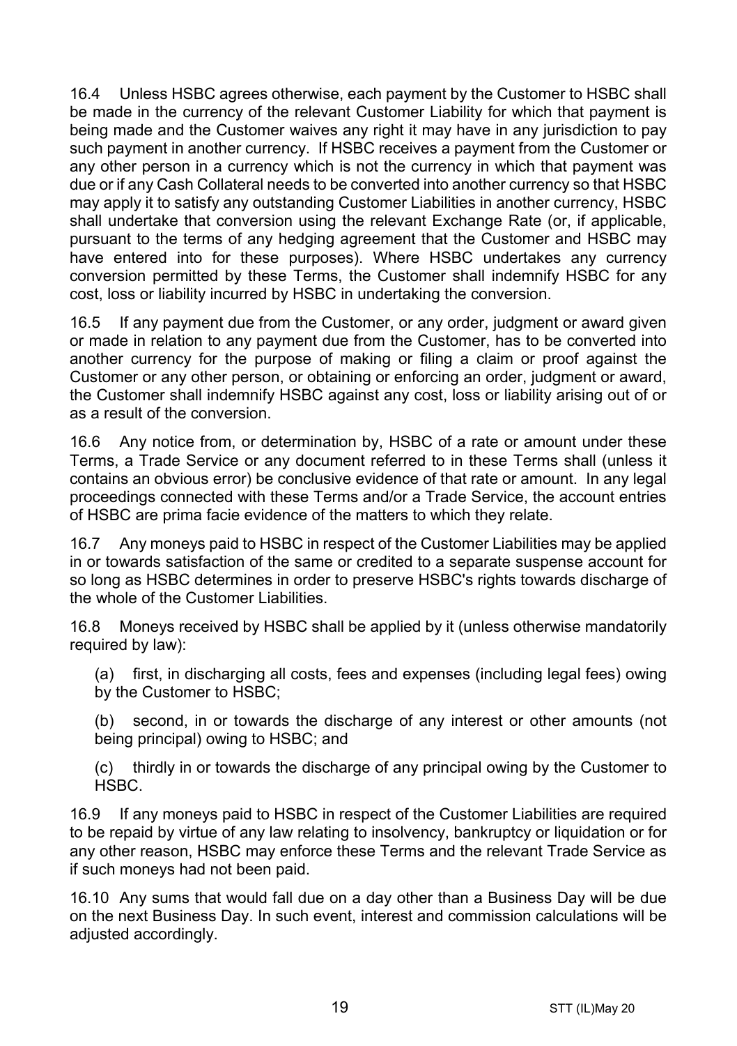16.4 Unless HSBC agrees otherwise, each payment by the Customer to HSBC shall be made in the currency of the relevant Customer Liability for which that payment is being made and the Customer waives any right it may have in any jurisdiction to pay such payment in another currency. If HSBC receives a payment from the Customer or any other person in a currency which is not the currency in which that payment was due or if any Cash Collateral needs to be converted into another currency so that HSBC may apply it to satisfy any outstanding Customer Liabilities in another currency, HSBC shall undertake that conversion using the relevant Exchange Rate (or, if applicable, pursuant to the terms of any hedging agreement that the Customer and HSBC may have entered into for these purposes). Where HSBC undertakes any currency conversion permitted by these Terms, the Customer shall indemnify HSBC for any cost, loss or liability incurred by HSBC in undertaking the conversion.

16.5 If any payment due from the Customer, or any order, judgment or award given or made in relation to any payment due from the Customer, has to be converted into another currency for the purpose of making or filing a claim or proof against the Customer or any other person, or obtaining or enforcing an order, judgment or award, the Customer shall indemnify HSBC against any cost, loss or liability arising out of or as a result of the conversion.

16.6 Any notice from, or determination by, HSBC of a rate or amount under these Terms, a Trade Service or any document referred to in these Terms shall (unless it contains an obvious error) be conclusive evidence of that rate or amount. In any legal proceedings connected with these Terms and/or a Trade Service, the account entries of HSBC are prima facie evidence of the matters to which they relate.

16.7 Any moneys paid to HSBC in respect of the Customer Liabilities may be applied in or towards satisfaction of the same or credited to a separate suspense account for so long as HSBC determines in order to preserve HSBC's rights towards discharge of the whole of the Customer Liabilities.

16.8 Moneys received by HSBC shall be applied by it (unless otherwise mandatorily required by law):

(a) first, in discharging all costs, fees and expenses (including legal fees) owing by the Customer to HSBC;

(b) second, in or towards the discharge of any interest or other amounts (not being principal) owing to HSBC; and

(c) thirdly in or towards the discharge of any principal owing by the Customer to HSBC.

16.9 If any moneys paid to HSBC in respect of the Customer Liabilities are required to be repaid by virtue of any law relating to insolvency, bankruptcy or liquidation or for any other reason, HSBC may enforce these Terms and the relevant Trade Service as if such moneys had not been paid.

16.10 Any sums that would fall due on a day other than a Business Day will be due on the next Business Day. In such event, interest and commission calculations will be adjusted accordingly.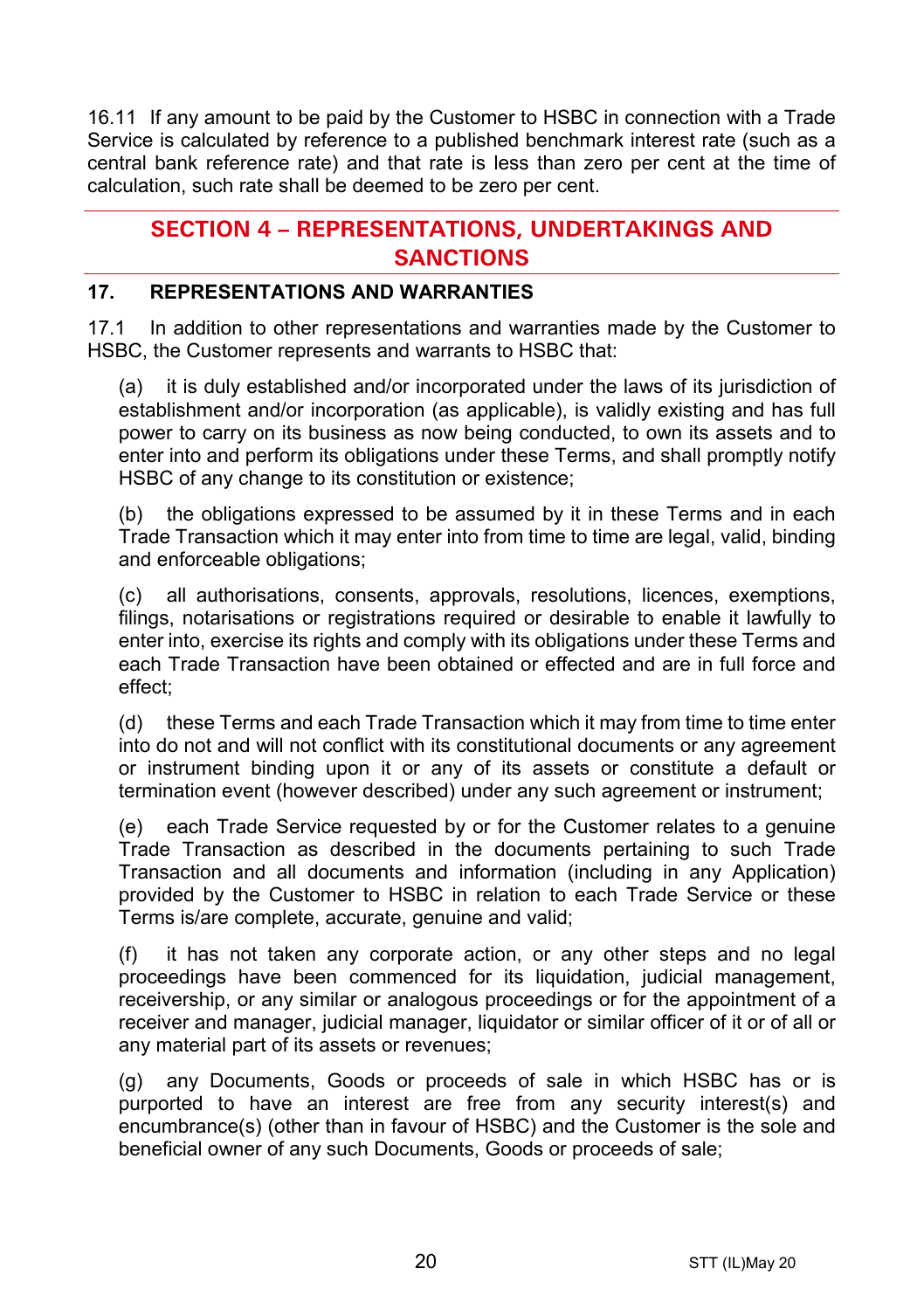16.11 If any amount to be paid by the Customer to HSBC in connection with a Trade Service is calculated by reference to a published benchmark interest rate (such as a central bank reference rate) and that rate is less than zero per cent at the time of calculation, such rate shall be deemed to be zero per cent.

## SECTION 4 – REPRESENTATIONS, UNDERTAKINGS AND SANCTIONS

### 17. REPRESENTATIONS AND WARRANTIES

17.1 In addition to other representations and warranties made by the Customer to HSBC, the Customer represents and warrants to HSBC that:

(a) it is duly established and/or incorporated under the laws of its jurisdiction of establishment and/or incorporation (as applicable), is validly existing and has full power to carry on its business as now being conducted, to own its assets and to enter into and perform its obligations under these Terms, and shall promptly notify HSBC of any change to its constitution or existence;

(b) the obligations expressed to be assumed by it in these Terms and in each Trade Transaction which it may enter into from time to time are legal, valid, binding and enforceable obligations;

(c) all authorisations, consents, approvals, resolutions, licences, exemptions, filings, notarisations or registrations required or desirable to enable it lawfully to enter into, exercise its rights and comply with its obligations under these Terms and each Trade Transaction have been obtained or effected and are in full force and effect;

(d) these Terms and each Trade Transaction which it may from time to time enter into do not and will not conflict with its constitutional documents or any agreement or instrument binding upon it or any of its assets or constitute a default or termination event (however described) under any such agreement or instrument;

(e) each Trade Service requested by or for the Customer relates to a genuine Trade Transaction as described in the documents pertaining to such Trade Transaction and all documents and information (including in any Application) provided by the Customer to HSBC in relation to each Trade Service or these Terms is/are complete, accurate, genuine and valid;

(f) it has not taken any corporate action, or any other steps and no legal proceedings have been commenced for its liquidation, judicial management, receivership, or any similar or analogous proceedings or for the appointment of a receiver and manager, judicial manager, liquidator or similar officer of it or of all or any material part of its assets or revenues;

(g) any Documents, Goods or proceeds of sale in which HSBC has or is purported to have an interest are free from any security interest(s) and encumbrance(s) (other than in favour of HSBC) and the Customer is the sole and beneficial owner of any such Documents, Goods or proceeds of sale;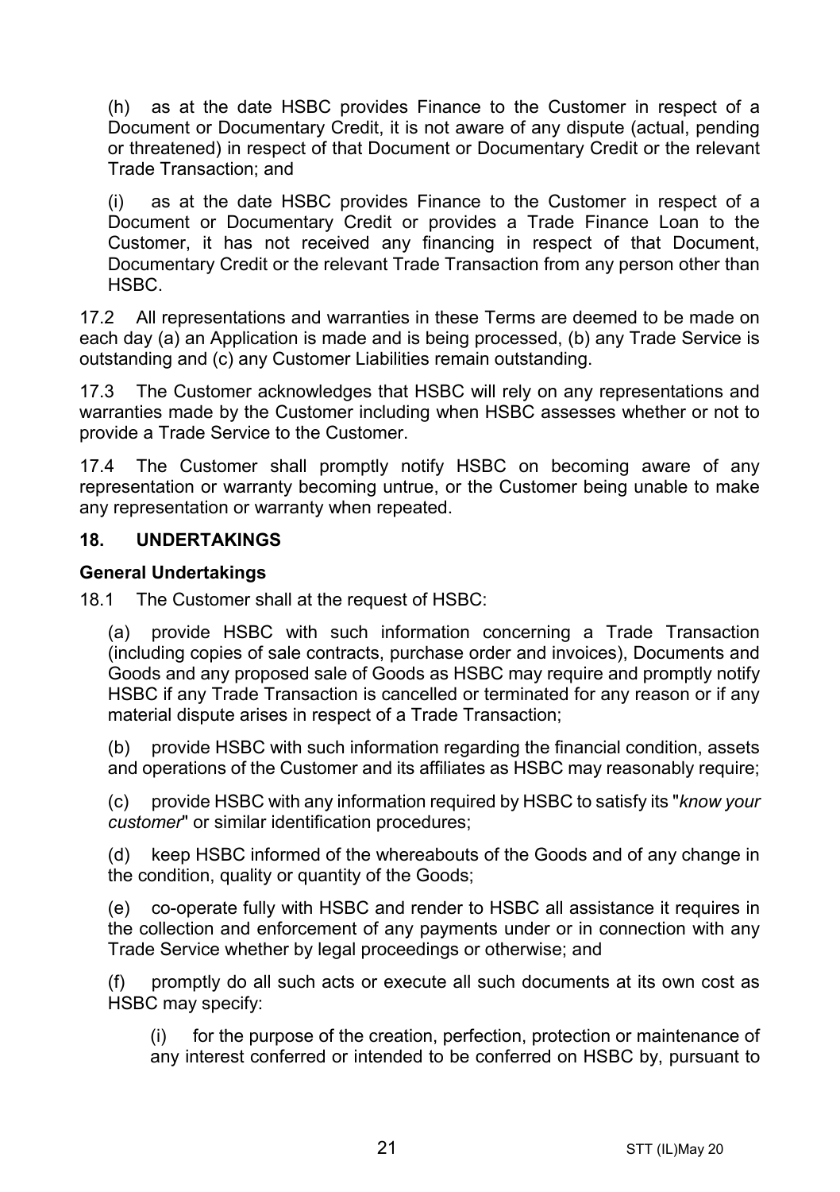(h) as at the date HSBC provides Finance to the Customer in respect of a Document or Documentary Credit, it is not aware of any dispute (actual, pending or threatened) in respect of that Document or Documentary Credit or the relevant Trade Transaction; and

(i) as at the date HSBC provides Finance to the Customer in respect of a Document or Documentary Credit or provides a Trade Finance Loan to the Customer, it has not received any financing in respect of that Document, Documentary Credit or the relevant Trade Transaction from any person other than HSBC.

17.2 All representations and warranties in these Terms are deemed to be made on each day (a) an Application is made and is being processed, (b) any Trade Service is outstanding and (c) any Customer Liabilities remain outstanding.

17.3 The Customer acknowledges that HSBC will rely on any representations and warranties made by the Customer including when HSBC assesses whether or not to provide a Trade Service to the Customer.

17.4 The Customer shall promptly notify HSBC on becoming aware of any representation or warranty becoming untrue, or the Customer being unable to make any representation or warranty when repeated.

## 18. UNDERTAKINGS

### General Undertakings

18.1 The Customer shall at the request of HSBC:

(a) provide HSBC with such information concerning a Trade Transaction (including copies of sale contracts, purchase order and invoices), Documents and Goods and any proposed sale of Goods as HSBC may require and promptly notify HSBC if any Trade Transaction is cancelled or terminated for any reason or if any material dispute arises in respect of a Trade Transaction;

(b) provide HSBC with such information regarding the financial condition, assets and operations of the Customer and its affiliates as HSBC may reasonably require;

(c) provide HSBC with any information required by HSBC to satisfy its "*know your customer*" or similar identification procedures;

(d) keep HSBC informed of the whereabouts of the Goods and of any change in the condition, quality or quantity of the Goods;

(e) co-operate fully with HSBC and render to HSBC all assistance it requires in the collection and enforcement of any payments under or in connection with any Trade Service whether by legal proceedings or otherwise; and

(f) promptly do all such acts or execute all such documents at its own cost as HSBC may specify:

(i) for the purpose of the creation, perfection, protection or maintenance of any interest conferred or intended to be conferred on HSBC by, pursuant to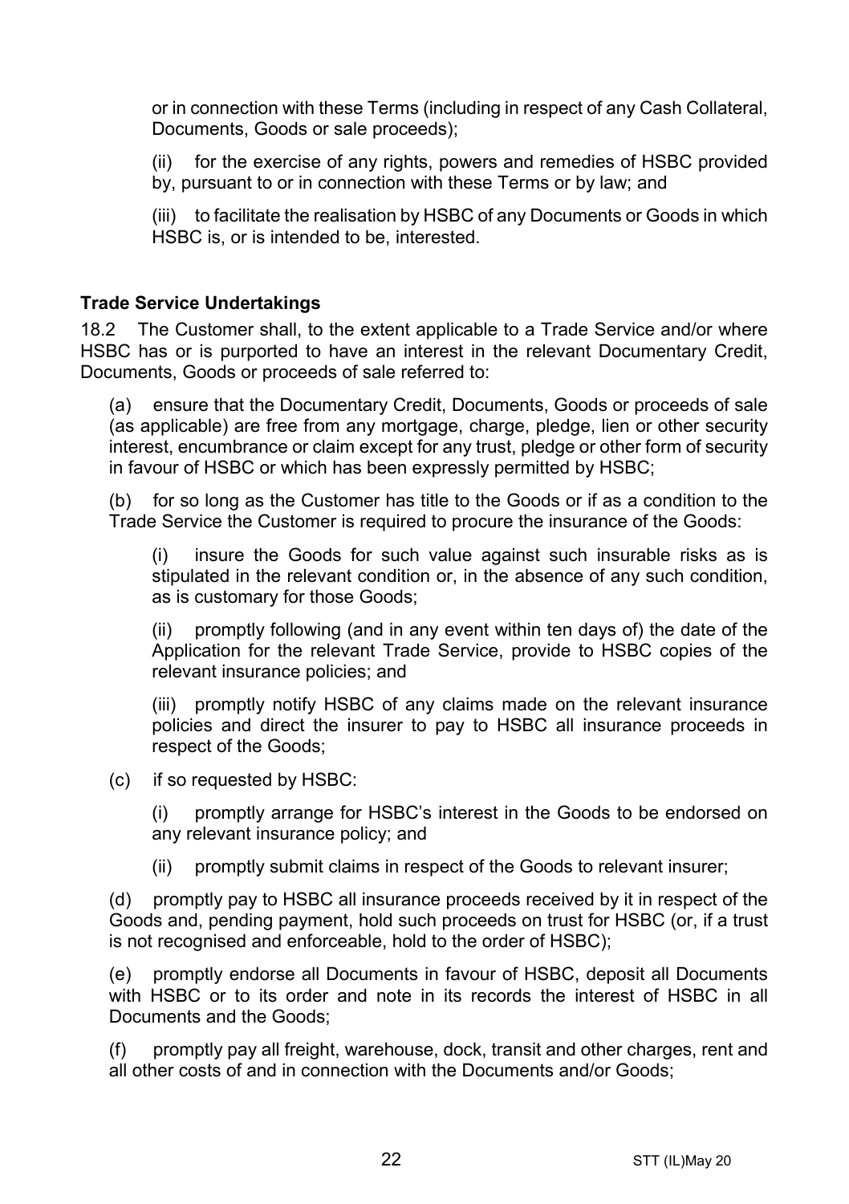or in connection with these Terms (including in respect of any Cash Collateral, Documents, Goods or sale proceeds);

(ii) for the exercise of any rights, powers and remedies of HSBC provided by, pursuant to or in connection with these Terms or by law; and

(iii) to facilitate the realisation by HSBC of any Documents or Goods in which HSBC is, or is intended to be, interested.

**Trade Service Undertakings**

18.2 The Customer shall, to the extent applicable to a Trade Service and/or where HSBC has or is purported to have an interest in the relevant Documentary Credit, Documents, Goods or proceeds of sale referred to:

(a) ensure that the Documentary Credit, Documents, Goods or proceeds of sale (as applicable) are free from any mortgage, charge, pledge, lien or other security interest, encumbrance or claim except for any trust, pledge or other form of security in favour of HSBC or which has been expressly permitted by HSBC;

(b) for so long as the Customer has title to the Goods or if as a condition to the Trade Service the Customer is required to procure the insurance of the Goods:

(i) insure the Goods for such value against such insurable risks as is stipulated in the relevant condition or, in the absence of any such condition, as is customary for those Goods;

(ii) promptly following (and in any event within ten days of) the date of the Application for the relevant Trade Service, provide to HSBC copies of the relevant insurance policies; and

(iii) promptly notify HSBC of any claims made on the relevant insurance policies and direct the insurer to pay to HSBC all insurance proceeds in respect of the Goods;

(c) if so requested by HSBC:

(i) promptly arrange for HSBC's interest in the Goods to be endorsed on any relevant insurance policy; and

(ii) promptly submit claims in respect of the Goods to relevant insurer;

(d) promptly pay to HSBC all insurance proceeds received by it in respect of the Goods and, pending payment, hold such proceeds on trust for HSBC (or, if a trust is not recognised and enforceable, hold to the order of HSBC);

(e) promptly endorse all Documents in favour of HSBC, deposit all Documents with HSBC or to its order and note in its records the interest of HSBC in all Documents and the Goods;

(f) promptly pay all freight, warehouse, dock, transit and other charges, rent and all other costs of and in connection with the Documents and/or Goods;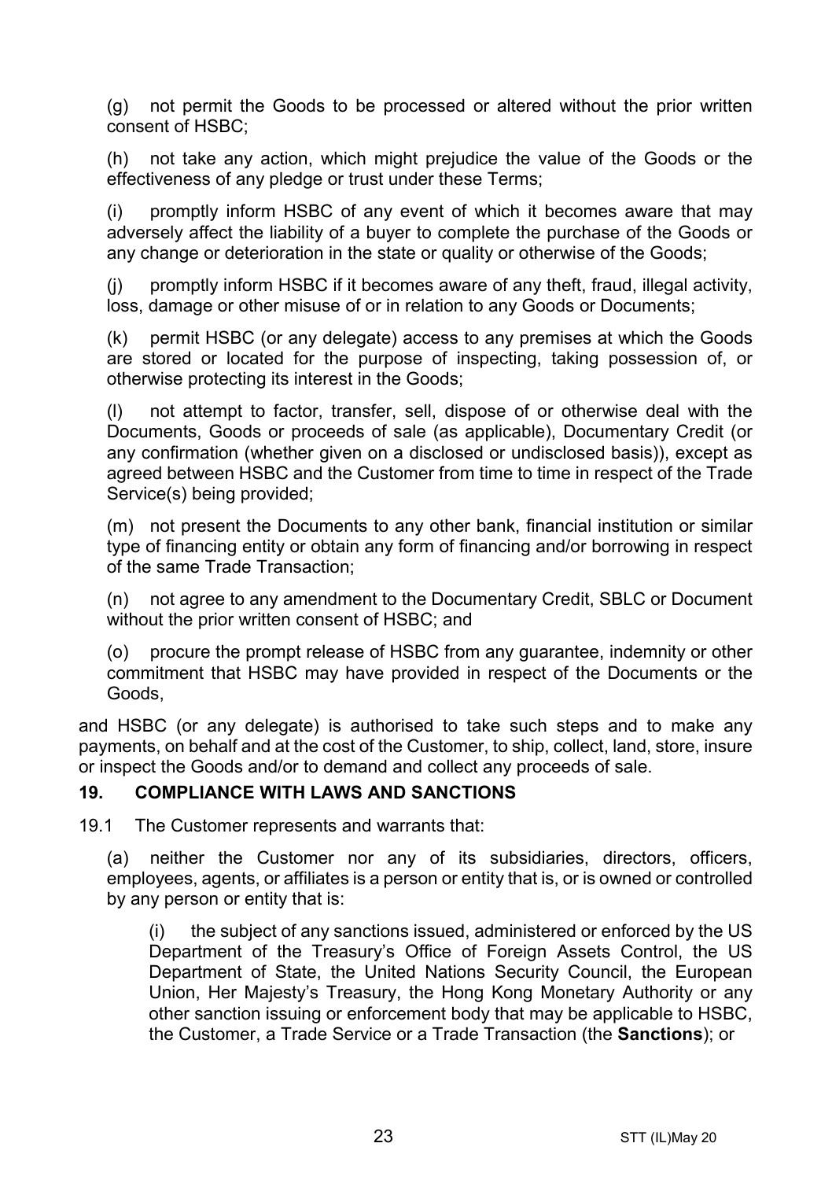(g) not permit the Goods to be processed or altered without the prior written consent of HSBC;

(h) not take any action, which might prejudice the value of the Goods or the effectiveness of any pledge or trust under these Terms;

(i) promptly inform HSBC of any event of which it becomes aware that may adversely affect the liability of a buyer to complete the purchase of the Goods or any change or deterioration in the state or quality or otherwise of the Goods;

(j) promptly inform HSBC if it becomes aware of any theft, fraud, illegal activity, loss, damage or other misuse of or in relation to any Goods or Documents;

(k) permit HSBC (or any delegate) access to any premises at which the Goods are stored or located for the purpose of inspecting, taking possession of, or otherwise protecting its interest in the Goods;

(l) not attempt to factor, transfer, sell, dispose of or otherwise deal with the Documents, Goods or proceeds of sale (as applicable), Documentary Credit (or any confirmation (whether given on a disclosed or undisclosed basis)), except as agreed between HSBC and the Customer from time to time in respect of the Trade Service(s) being provided;

(m) not present the Documents to any other bank, financial institution or similar type of financing entity or obtain any form of financing and/or borrowing in respect of the same Trade Transaction;

(n) not agree to any amendment to the Documentary Credit, SBLC or Document without the prior written consent of HSBC; and

(o) procure the prompt release of HSBC from any guarantee, indemnity or other commitment that HSBC may have provided in respect of the Documents or the Goods,

and HSBC (or any delegate) is authorised to take such steps and to make any payments, on behalf and at the cost of the Customer, to ship, collect, land, store, insure or inspect the Goods and/or to demand and collect any proceeds of sale.

## 19. COMPLIANCE WITH LAWS AND SANCTIONS

19.1 The Customer represents and warrants that:

(a) neither the Customer nor any of its subsidiaries, directors, officers, employees, agents, or affiliates is a person or entity that is, or is owned or controlled by any person or entity that is:

(i) the subject of any sanctions issued, administered or enforced by the US Department of the Treasury's Office of Foreign Assets Control, the US Department of State, the United Nations Security Council, the European Union, Her Majesty's Treasury, the Hong Kong Monetary Authority or any other sanction issuing or enforcement body that may be applicable to HSBC, the Customer, a Trade Service or a Trade Transaction (the **Sanctions**); or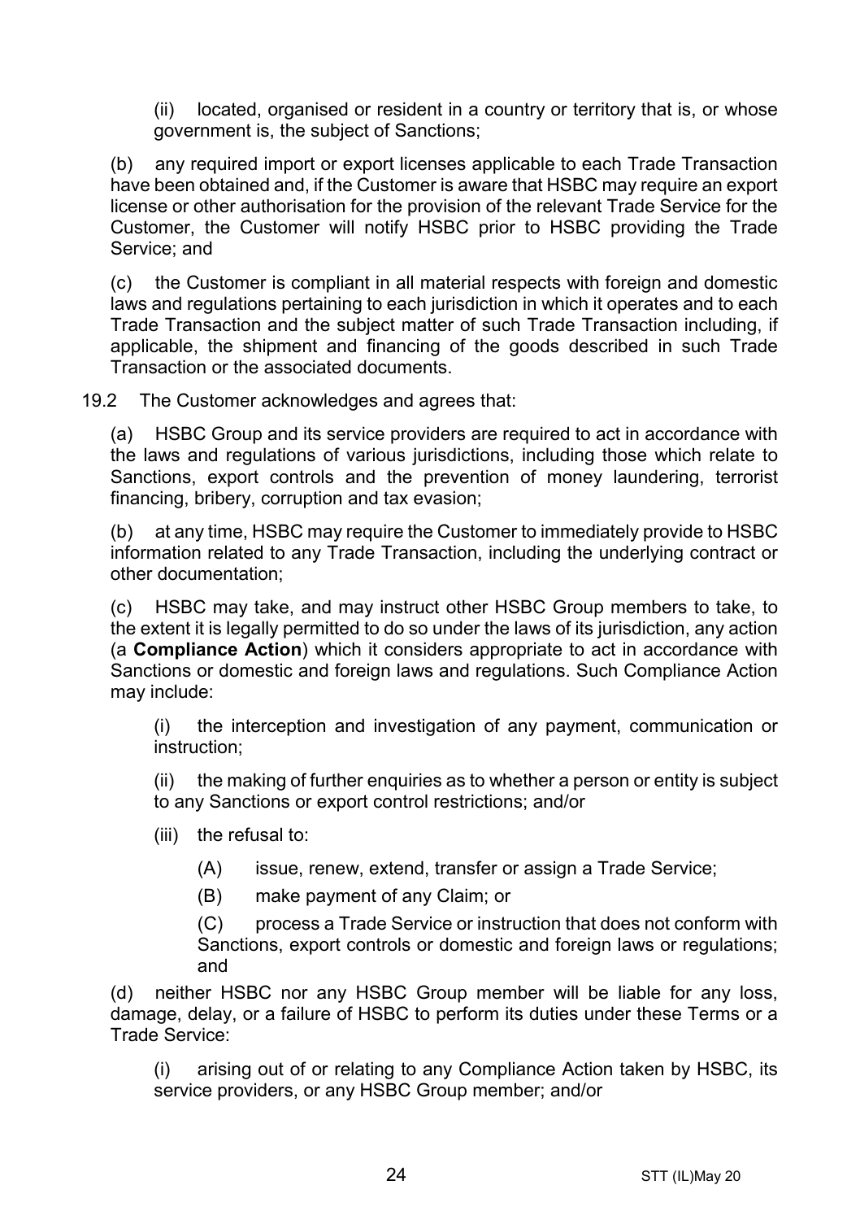(ii) located, organised or resident in a country or territory that is, or whose government is, the subject of Sanctions;

(b) any required import or export licenses applicable to each Trade Transaction have been obtained and, if the Customer is aware that HSBC may require an export license or other authorisation for the provision of the relevant Trade Service for the Customer, the Customer will notify HSBC prior to HSBC providing the Trade Service; and

(c) the Customer is compliant in all material respects with foreign and domestic laws and regulations pertaining to each jurisdiction in which it operates and to each Trade Transaction and the subject matter of such Trade Transaction including, if applicable, the shipment and financing of the goods described in such Trade Transaction or the associated documents.

19.2 The Customer acknowledges and agrees that:

(a) HSBC Group and its service providers are required to act in accordance with the laws and regulations of various jurisdictions, including those which relate to Sanctions, export controls and the prevention of money laundering, terrorist financing, bribery, corruption and tax evasion;

(b) at any time, HSBC may require the Customer to immediately provide to HSBC information related to any Trade Transaction, including the underlying contract or other documentation;

(c) HSBC may take, and may instruct other HSBC Group members to take, to the extent it is legally permitted to do so under the laws of its jurisdiction, any action (a **Compliance Action**) which it considers appropriate to act in accordance with Sanctions or domestic and foreign laws and regulations. Such Compliance Action may include:

(i) the interception and investigation of any payment, communication or instruction;

(ii) the making of further enquiries as to whether a person or entity is subject to any Sanctions or export control restrictions; and/or

(iii) the refusal to:

(A) issue, renew, extend, transfer or assign a Trade Service;

(B) make payment of any Claim; or

(C) process a Trade Service or instruction that does not conform with Sanctions, export controls or domestic and foreign laws or regulations; and

(d) neither HSBC nor any HSBC Group member will be liable for any loss, damage, delay, or a failure of HSBC to perform its duties under these Terms or a Trade Service:

(i) arising out of or relating to any Compliance Action taken by HSBC, its service providers, or any HSBC Group member; and/or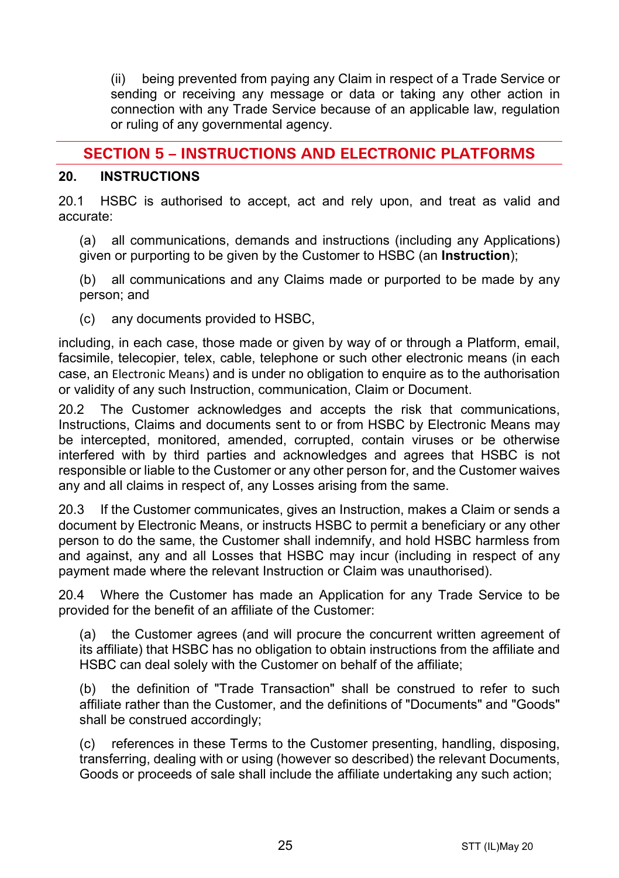(ii) being prevented from paying any Claim in respect of a Trade Service or sending or receiving any message or data or taking any other action in connection with any Trade Service because of an applicable law, regulation or ruling of any governmental agency.

## SECTION 5 – INSTRUCTIONS AND ELECTRONIC PLATFORMS

### 20. INSTRUCTIONS

20.1 HSBC is authorised to accept, act and rely upon, and treat as valid and accurate:

(a) all communications, demands and instructions (including any Applications) given or purporting to be given by the Customer to HSBC (an **Instruction**);

(b) all communications and any Claims made or purported to be made by any person; and

(c) any documents provided to HSBC,

including, in each case, those made or given by way of or through a Platform, email, facsimile, telecopier, telex, cable, telephone or such other electronic means (in each case, an Electronic Means) and is under no obligation to enquire as to the authorisation or validity of any such Instruction, communication, Claim or Document.

20.2 The Customer acknowledges and accepts the risk that communications, Instructions, Claims and documents sent to or from HSBC by Electronic Means may be intercepted, monitored, amended, corrupted, contain viruses or be otherwise interfered with by third parties and acknowledges and agrees that HSBC is not responsible or liable to the Customer or any other person for, and the Customer waives any and all claims in respect of, any Losses arising from the same.

20.3 If the Customer communicates, gives an Instruction, makes a Claim or sends a document by Electronic Means, or instructs HSBC to permit a beneficiary or any other person to do the same, the Customer shall indemnify, and hold HSBC harmless from and against, any and all Losses that HSBC may incur (including in respect of any payment made where the relevant Instruction or Claim was unauthorised).

20.4 Where the Customer has made an Application for any Trade Service to be provided for the benefit of an affiliate of the Customer:

(a) the Customer agrees (and will procure the concurrent written agreement of its affiliate) that HSBC has no obligation to obtain instructions from the affiliate and HSBC can deal solely with the Customer on behalf of the affiliate;

(b) the definition of "Trade Transaction" shall be construed to refer to such affiliate rather than the Customer, and the definitions of "Documents" and "Goods" shall be construed accordingly;

(c) references in these Terms to the Customer presenting, handling, disposing, transferring, dealing with or using (however so described) the relevant Documents, Goods or proceeds of sale shall include the affiliate undertaking any such action;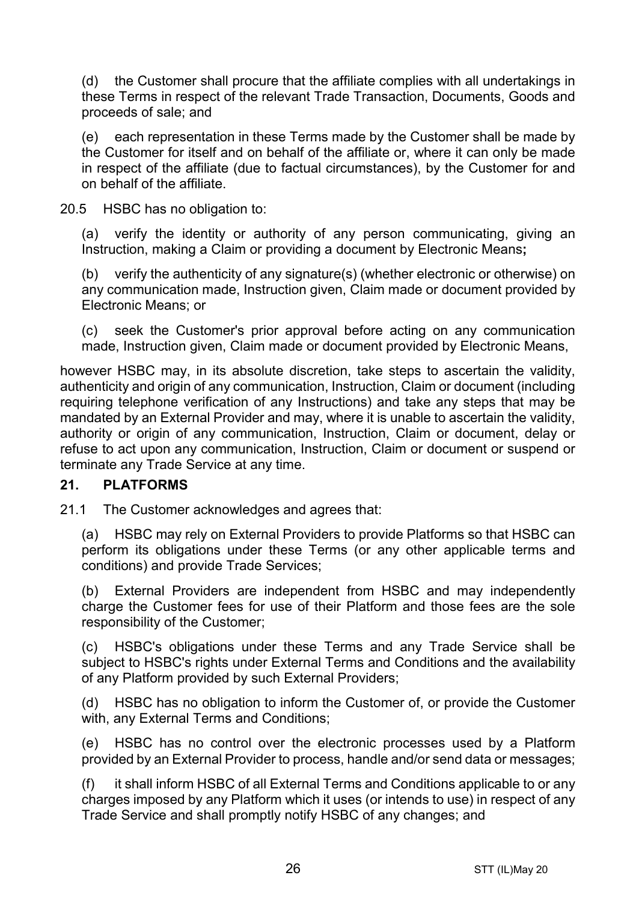(d) the Customer shall procure that the affiliate complies with all undertakings in these Terms in respect of the relevant Trade Transaction, Documents, Goods and proceeds of sale; and

(e) each representation in these Terms made by the Customer shall be made by the Customer for itself and on behalf of the affiliate or, where it can only be made in respect of the affiliate (due to factual circumstances), by the Customer for and on behalf of the affiliate.

20.5 HSBC has no obligation to:

(a) verify the identity or authority of any person communicating, giving an Instruction, making a Claim or providing a document by Electronic Means**;**

(b) verify the authenticity of any signature(s) (whether electronic or otherwise) on any communication made, Instruction given, Claim made or document provided by Electronic Means; or

(c) seek the Customer's prior approval before acting on any communication made, Instruction given, Claim made or document provided by Electronic Means,

however HSBC may, in its absolute discretion, take steps to ascertain the validity, authenticity and origin of any communication, Instruction, Claim or document (including requiring telephone verification of any Instructions) and take any steps that may be mandated by an External Provider and may, where it is unable to ascertain the validity, authority or origin of any communication, Instruction, Claim or document, delay or refuse to act upon any communication, Instruction, Claim or document or suspend or terminate any Trade Service at any time.

## 21. PLATFORMS

21.1 The Customer acknowledges and agrees that:

(a) HSBC may rely on External Providers to provide Platforms so that HSBC can perform its obligations under these Terms (or any other applicable terms and conditions) and provide Trade Services;

(b) External Providers are independent from HSBC and may independently charge the Customer fees for use of their Platform and those fees are the sole responsibility of the Customer;

(c) HSBC's obligations under these Terms and any Trade Service shall be subject to HSBC's rights under External Terms and Conditions and the availability of any Platform provided by such External Providers;

(d) HSBC has no obligation to inform the Customer of, or provide the Customer with, any External Terms and Conditions;

(e) HSBC has no control over the electronic processes used by a Platform provided by an External Provider to process, handle and/or send data or messages;

(f) it shall inform HSBC of all External Terms and Conditions applicable to or any charges imposed by any Platform which it uses (or intends to use) in respect of any Trade Service and shall promptly notify HSBC of any changes; and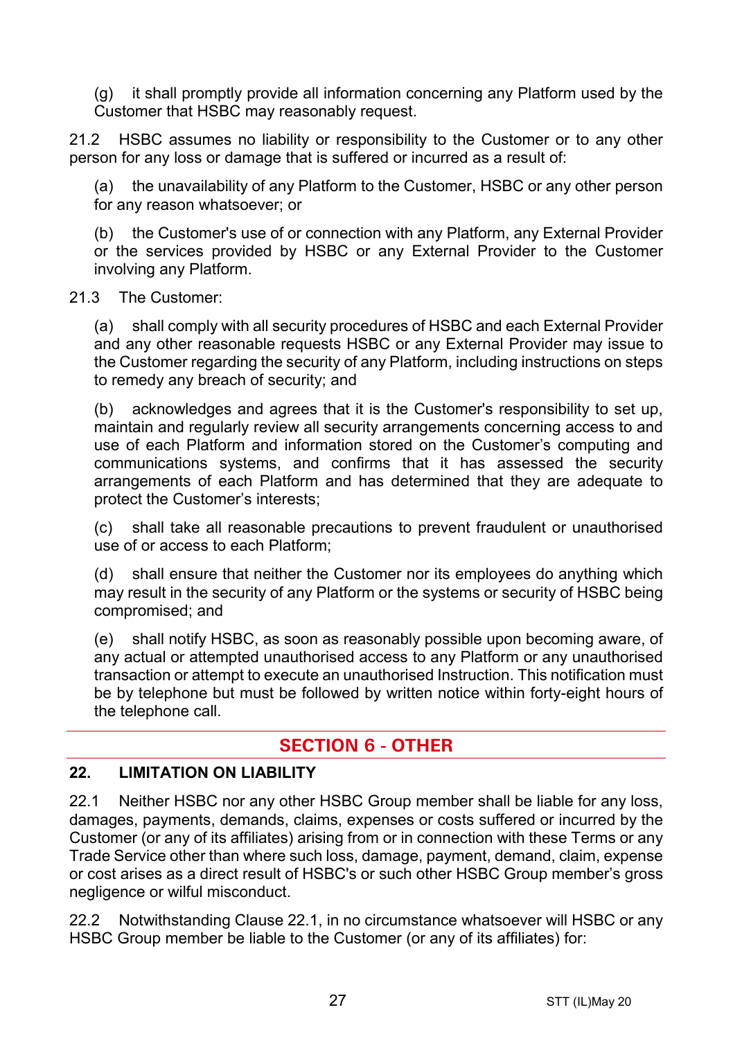(g) it shall promptly provide all information concerning any Platform used by the Customer that HSBC may reasonably request.

21.2 HSBC assumes no liability or responsibility to the Customer or to any other person for any loss or damage that is suffered or incurred as a result of:

(a) the unavailability of any Platform to the Customer, HSBC or any other person for any reason whatsoever; or

(b) the Customer's use of or connection with any Platform, any External Provider or the services provided by HSBC or any External Provider to the Customer involving any Platform.

21.3 The Customer:

(a) shall comply with all security procedures of HSBC and each External Provider and any other reasonable requests HSBC or any External Provider may issue to the Customer regarding the security of any Platform, including instructions on steps to remedy any breach of security; and

(b) acknowledges and agrees that it is the Customer's responsibility to set up, maintain and regularly review all security arrangements concerning access to and use of each Platform and information stored on the Customer's computing and communications systems, and confirms that it has assessed the security arrangements of each Platform and has determined that they are adequate to protect the Customer's interests;

(c) shall take all reasonable precautions to prevent fraudulent or unauthorised use of or access to each Platform;

(d) shall ensure that neither the Customer nor its employees do anything which may result in the security of any Platform or the systems or security of HSBC being compromised; and

(e) shall notify HSBC, as soon as reasonably possible upon becoming aware, of any actual or attempted unauthorised access to any Platform or any unauthorised transaction or attempt to execute an unauthorised Instruction. This notification must be by telephone but must be followed by written notice within forty-eight hours of the telephone call.

## SECTION 6 - OTHER

### 22. LIMITATION ON LIABILITY

22.1 Neither HSBC nor any other HSBC Group member shall be liable for any loss, damages, payments, demands, claims, expenses or costs suffered or incurred by the Customer (or any of its affiliates) arising from or in connection with these Terms or any Trade Service other than where such loss, damage, payment, demand, claim, expense or cost arises as a direct result of HSBC's or such other HSBC Group member's gross negligence or wilful misconduct.

22.2 Notwithstanding Clause 22.1, in no circumstance whatsoever will HSBC or any HSBC Group member be liable to the Customer (or any of its affiliates) for: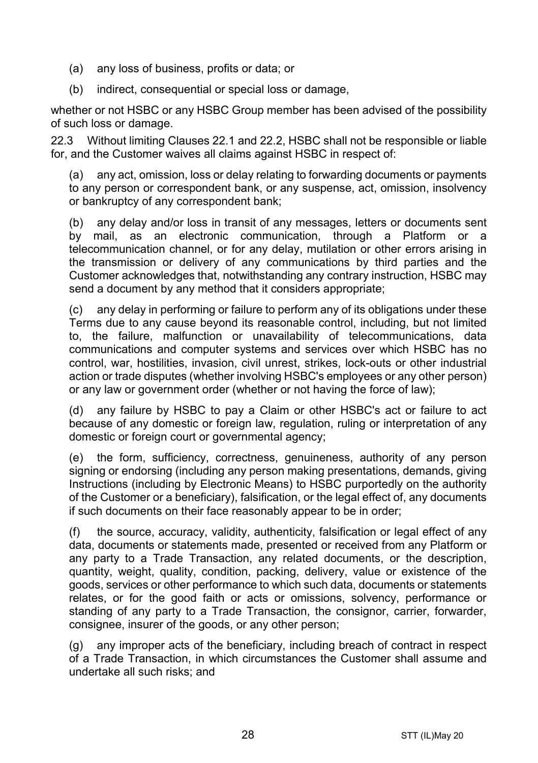(a) any loss of business, profits or data; or

(b) indirect, consequential or special loss or damage,

whether or not HSBC or any HSBC Group member has been advised of the possibility of such loss or damage.

22.3 Without limiting Clauses 22.1 and 22.2, HSBC shall not be responsible or liable for, and the Customer waives all claims against HSBC in respect of:

(a) any act, omission, loss or delay relating to forwarding documents or payments to any person or correspondent bank, or any suspense, act, omission, insolvency or bankruptcy of any correspondent bank;

(b) any delay and/or loss in transit of any messages, letters or documents sent by mail, as an electronic communication, through a Platform or a telecommunication channel, or for any delay, mutilation or other errors arising in the transmission or delivery of any communications by third parties and the Customer acknowledges that, notwithstanding any contrary instruction, HSBC may send a document by any method that it considers appropriate;

(c) any delay in performing or failure to perform any of its obligations under these Terms due to any cause beyond its reasonable control, including, but not limited to, the failure, malfunction or unavailability of telecommunications, data communications and computer systems and services over which HSBC has no control, war, hostilities, invasion, civil unrest, strikes, lock-outs or other industrial action or trade disputes (whether involving HSBC's employees or any other person) or any law or government order (whether or not having the force of law);

(d) any failure by HSBC to pay a Claim or other HSBC's act or failure to act because of any domestic or foreign law, regulation, ruling or interpretation of any domestic or foreign court or governmental agency;

(e) the form, sufficiency, correctness, genuineness, authority of any person signing or endorsing (including any person making presentations, demands, giving Instructions (including by Electronic Means) to HSBC purportedly on the authority of the Customer or a beneficiary), falsification, or the legal effect of, any documents if such documents on their face reasonably appear to be in order;

(f) the source, accuracy, validity, authenticity, falsification or legal effect of any data, documents or statements made, presented or received from any Platform or any party to a Trade Transaction, any related documents, or the description, quantity, weight, quality, condition, packing, delivery, value or existence of the goods, services or other performance to which such data, documents or statements relates, or for the good faith or acts or omissions, solvency, performance or standing of any party to a Trade Transaction, the consignor, carrier, forwarder, consignee, insurer of the goods, or any other person;

(g) any improper acts of the beneficiary, including breach of contract in respect of a Trade Transaction, in which circumstances the Customer shall assume and undertake all such risks; and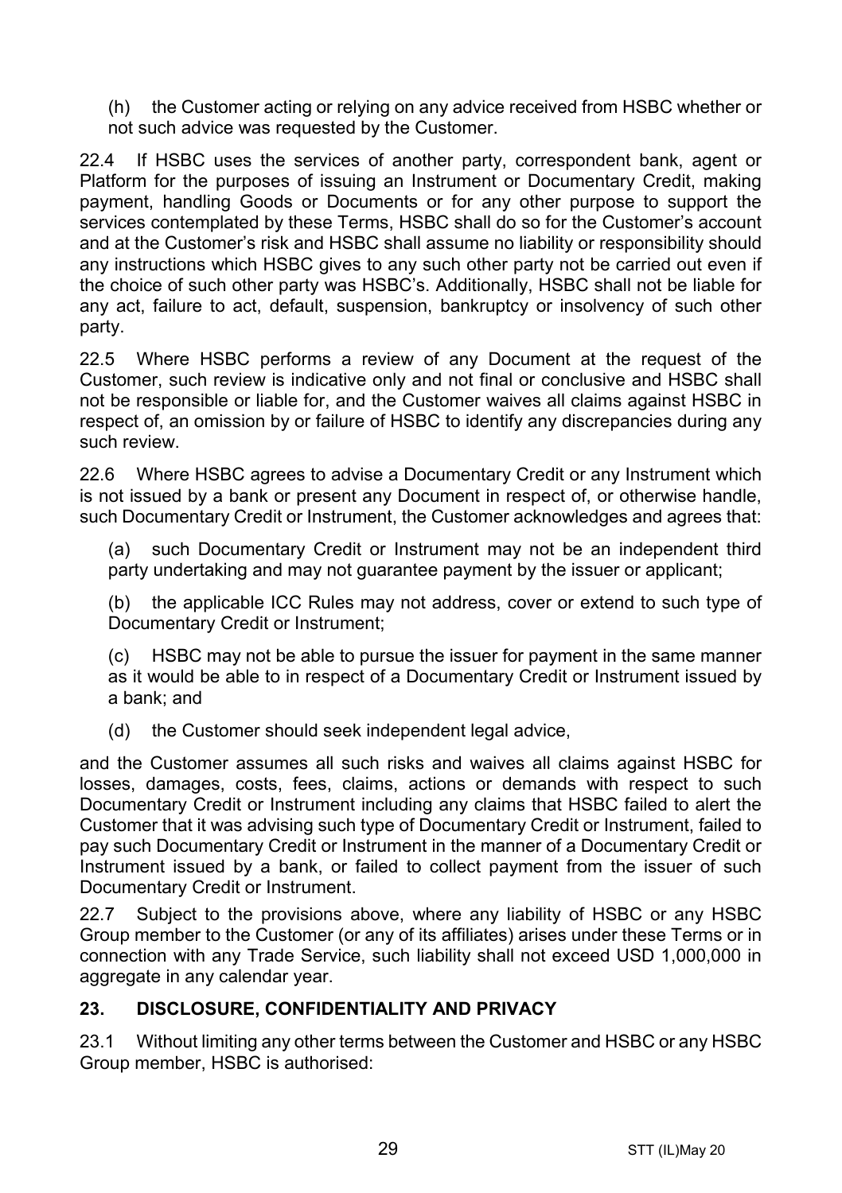(h) the Customer acting or relying on any advice received from HSBC whether or not such advice was requested by the Customer.

22.4 If HSBC uses the services of another party, correspondent bank, agent or Platform for the purposes of issuing an Instrument or Documentary Credit, making payment, handling Goods or Documents or for any other purpose to support the services contemplated by these Terms, HSBC shall do so for the Customer's account and at the Customer's risk and HSBC shall assume no liability or responsibility should any instructions which HSBC gives to any such other party not be carried out even if the choice of such other party was HSBC's. Additionally, HSBC shall not be liable for any act, failure to act, default, suspension, bankruptcy or insolvency of such other party.

22.5 Where HSBC performs a review of any Document at the request of the Customer, such review is indicative only and not final or conclusive and HSBC shall not be responsible or liable for, and the Customer waives all claims against HSBC in respect of, an omission by or failure of HSBC to identify any discrepancies during any such review.

22.6 Where HSBC agrees to advise a Documentary Credit or any Instrument which is not issued by a bank or present any Document in respect of, or otherwise handle, such Documentary Credit or Instrument, the Customer acknowledges and agrees that:

(a) such Documentary Credit or Instrument may not be an independent third party undertaking and may not guarantee payment by the issuer or applicant;

(b) the applicable ICC Rules may not address, cover or extend to such type of Documentary Credit or Instrument;

(c) HSBC may not be able to pursue the issuer for payment in the same manner as it would be able to in respect of a Documentary Credit or Instrument issued by a bank; and

(d) the Customer should seek independent legal advice,

and the Customer assumes all such risks and waives all claims against HSBC for losses, damages, costs, fees, claims, actions or demands with respect to such Documentary Credit or Instrument including any claims that HSBC failed to alert the Customer that it was advising such type of Documentary Credit or Instrument, failed to pay such Documentary Credit or Instrument in the manner of a Documentary Credit or Instrument issued by a bank, or failed to collect payment from the issuer of such Documentary Credit or Instrument.

22.7 Subject to the provisions above, where any liability of HSBC or any HSBC Group member to the Customer (or any of its affiliates) arises under these Terms or in connection with any Trade Service, such liability shall not exceed USD 1,000,000 in aggregate in any calendar year.

## 23. DISCLOSURE, CONFIDENTIALITY AND PRIVACY

23.1 Without limiting any other terms between the Customer and HSBC or any HSBC Group member, HSBC is authorised: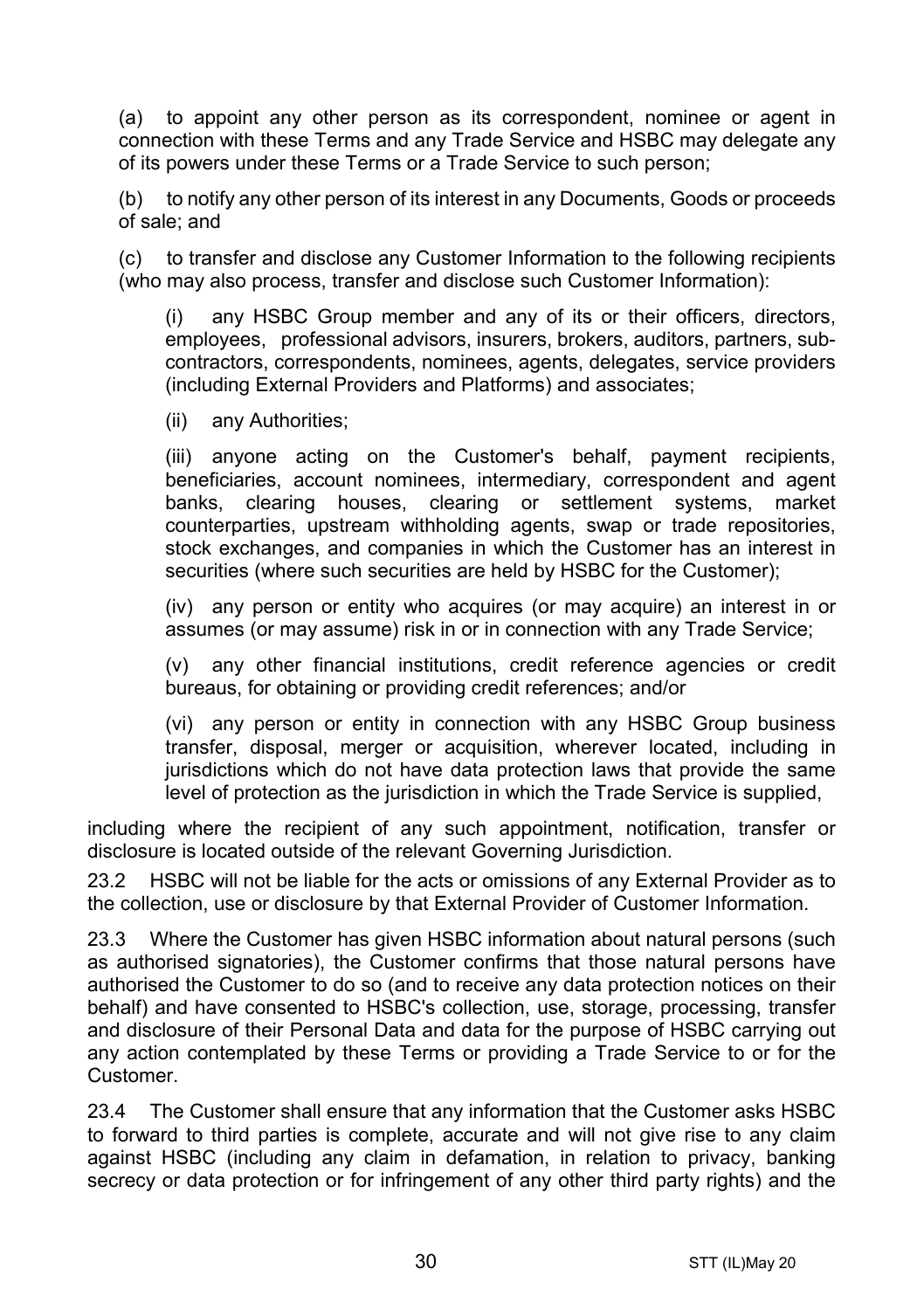(a) to appoint any other person as its correspondent, nominee or agent in connection with these Terms and any Trade Service and HSBC may delegate any of its powers under these Terms or a Trade Service to such person;

(b) to notify any other person of its interest in any Documents, Goods or proceeds of sale; and

(c) to transfer and disclose any Customer Information to the following recipients (who may also process, transfer and disclose such Customer Information):

> (i) any HSBC Group member and any of its or their officers, directors, employees, professional advisors, insurers, brokers, auditors, partners, sub-contractors, correspondents, nominees, agents, delegates, service providers (including External Providers and Platforms) and associates;
>
> (ii) any Authorities;
>
> (iii) anyone acting on the Customer's behalf, payment recipients, beneficiaries, account nominees, intermediary, correspondent and agent banks, clearing houses, clearing or settlement systems, market counterparties, upstream withholding agents, swap or trade repositories, stock exchanges, and companies in which the Customer has an interest in securities (where such securities are held by HSBC for the Customer);
>
> (iv) any person or entity who acquires (or may acquire) an interest in or assumes (or may assume) risk in or in connection with any Trade Service;
>
> (v) any other financial institutions, credit reference agencies or credit bureaus, for obtaining or providing credit references; and/or
>
> (vi) any person or entity in connection with any HSBC Group business transfer, disposal, merger or acquisition, wherever located, including in jurisdictions which do not have data protection laws that provide the same level of protection as the jurisdiction in which the Trade Service is supplied,

including where the recipient of any such appointment, notification, transfer or disclosure is located outside of the relevant Governing Jurisdiction.

23.2 HSBC will not be liable for the acts or omissions of any External Provider as to the collection, use or disclosure by that External Provider of Customer Information.

23.3 Where the Customer has given HSBC information about natural persons (such as authorised signatories), the Customer confirms that those natural persons have authorised the Customer to do so (and to receive any data protection notices on their behalf) and have consented to HSBC's collection, use, storage, processing, transfer and disclosure of their Personal Data and data for the purpose of HSBC carrying out any action contemplated by these Terms or providing a Trade Service to or for the Customer.

23.4 The Customer shall ensure that any information that the Customer asks HSBC to forward to third parties is complete, accurate and will not give rise to any claim against HSBC (including any claim in defamation, in relation to privacy, banking secrecy or data protection or for infringement of any other third party rights) and the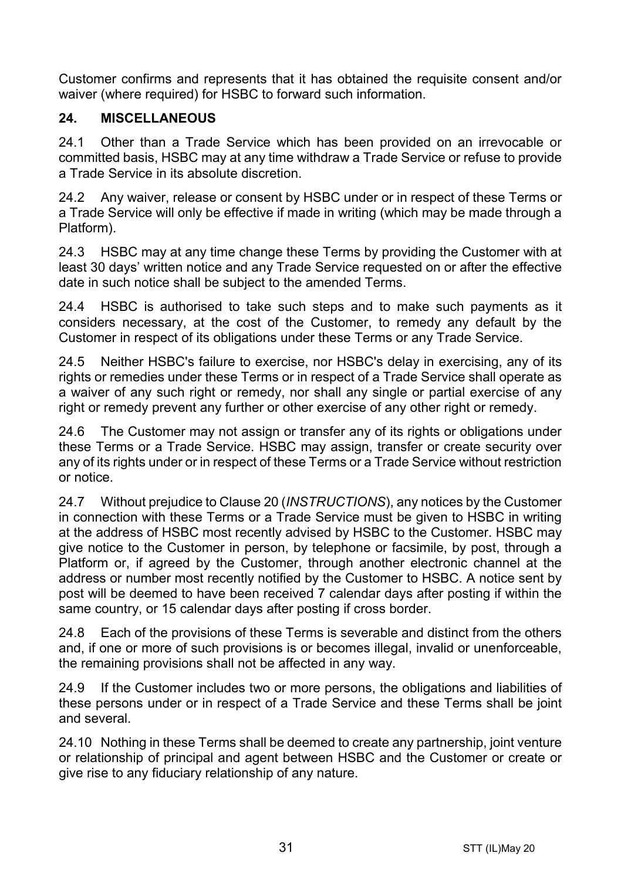Customer confirms and represents that it has obtained the requisite consent and/or waiver (where required) for HSBC to forward such information.

## 24. MISCELLANEOUS

24.1 Other than a Trade Service which has been provided on an irrevocable or committed basis, HSBC may at any time withdraw a Trade Service or refuse to provide a Trade Service in its absolute discretion.

24.2 Any waiver, release or consent by HSBC under or in respect of these Terms or a Trade Service will only be effective if made in writing (which may be made through a Platform).

24.3 HSBC may at any time change these Terms by providing the Customer with at least 30 days' written notice and any Trade Service requested on or after the effective date in such notice shall be subject to the amended Terms.

24.4 HSBC is authorised to take such steps and to make such payments as it considers necessary, at the cost of the Customer, to remedy any default by the Customer in respect of its obligations under these Terms or any Trade Service.

24.5 Neither HSBC's failure to exercise, nor HSBC's delay in exercising, any of its rights or remedies under these Terms or in respect of a Trade Service shall operate as a waiver of any such right or remedy, nor shall any single or partial exercise of any right or remedy prevent any further or other exercise of any other right or remedy.

24.6 The Customer may not assign or transfer any of its rights or obligations under these Terms or a Trade Service. HSBC may assign, transfer or create security over any of its rights under or in respect of these Terms or a Trade Service without restriction or notice.

24.7 Without prejudice to Clause 20 (*INSTRUCTIONS*), any notices by the Customer in connection with these Terms or a Trade Service must be given to HSBC in writing at the address of HSBC most recently advised by HSBC to the Customer. HSBC may give notice to the Customer in person, by telephone or facsimile, by post, through a Platform or, if agreed by the Customer, through another electronic channel at the address or number most recently notified by the Customer to HSBC. A notice sent by post will be deemed to have been received 7 calendar days after posting if within the same country, or 15 calendar days after posting if cross border.

24.8 Each of the provisions of these Terms is severable and distinct from the others and, if one or more of such provisions is or becomes illegal, invalid or unenforceable, the remaining provisions shall not be affected in any way.

24.9 If the Customer includes two or more persons, the obligations and liabilities of these persons under or in respect of a Trade Service and these Terms shall be joint and several.

24.10 Nothing in these Terms shall be deemed to create any partnership, joint venture or relationship of principal and agent between HSBC and the Customer or create or give rise to any fiduciary relationship of any nature.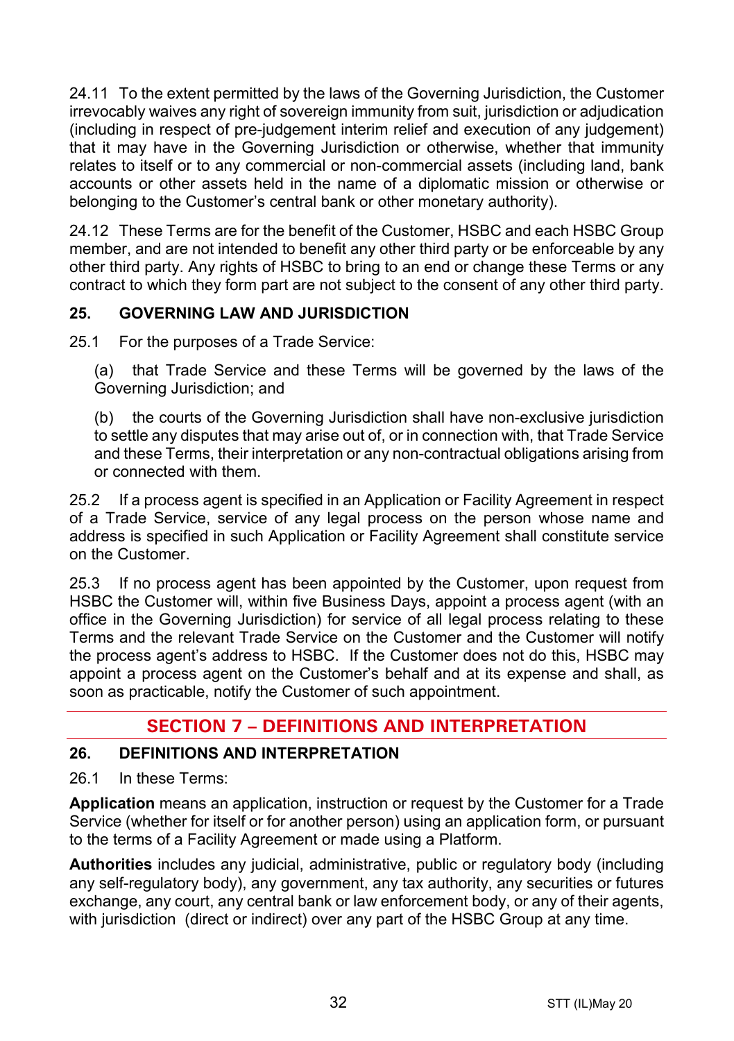24.11 To the extent permitted by the laws of the Governing Jurisdiction, the Customer irrevocably waives any right of sovereign immunity from suit, jurisdiction or adjudication (including in respect of pre-judgement interim relief and execution of any judgement) that it may have in the Governing Jurisdiction or otherwise, whether that immunity relates to itself or to any commercial or non-commercial assets (including land, bank accounts or other assets held in the name of a diplomatic mission or otherwise or belonging to the Customer's central bank or other monetary authority).

24.12 These Terms are for the benefit of the Customer, HSBC and each HSBC Group member, and are not intended to benefit any other third party or be enforceable by any other third party. Any rights of HSBC to bring to an end or change these Terms or any contract to which they form part are not subject to the consent of any other third party.

### 25. GOVERNING LAW AND JURISDICTION

25.1 For the purposes of a Trade Service:

(a) that Trade Service and these Terms will be governed by the laws of the Governing Jurisdiction; and

(b) the courts of the Governing Jurisdiction shall have non-exclusive jurisdiction to settle any disputes that may arise out of, or in connection with, that Trade Service and these Terms, their interpretation or any non-contractual obligations arising from or connected with them.

25.2 If a process agent is specified in an Application or Facility Agreement in respect of a Trade Service, service of any legal process on the person whose name and address is specified in such Application or Facility Agreement shall constitute service on the Customer.

25.3 If no process agent has been appointed by the Customer, upon request from HSBC the Customer will, within five Business Days, appoint a process agent (with an office in the Governing Jurisdiction) for service of all legal process relating to these Terms and the relevant Trade Service on the Customer and the Customer will notify the process agent's address to HSBC. If the Customer does not do this, HSBC may appoint a process agent on the Customer's behalf and at its expense and shall, as soon as practicable, notify the Customer of such appointment.

## SECTION 7 – DEFINITIONS AND INTERPRETATION

### 26. DEFINITIONS AND INTERPRETATION

26.1 In these Terms:

**Application** means an application, instruction or request by the Customer for a Trade Service (whether for itself or for another person) using an application form, or pursuant to the terms of a Facility Agreement or made using a Platform.

**Authorities** includes any judicial, administrative, public or regulatory body (including any self-regulatory body), any government, any tax authority, any securities or futures exchange, any court, any central bank or law enforcement body, or any of their agents, with jurisdiction (direct or indirect) over any part of the HSBC Group at any time.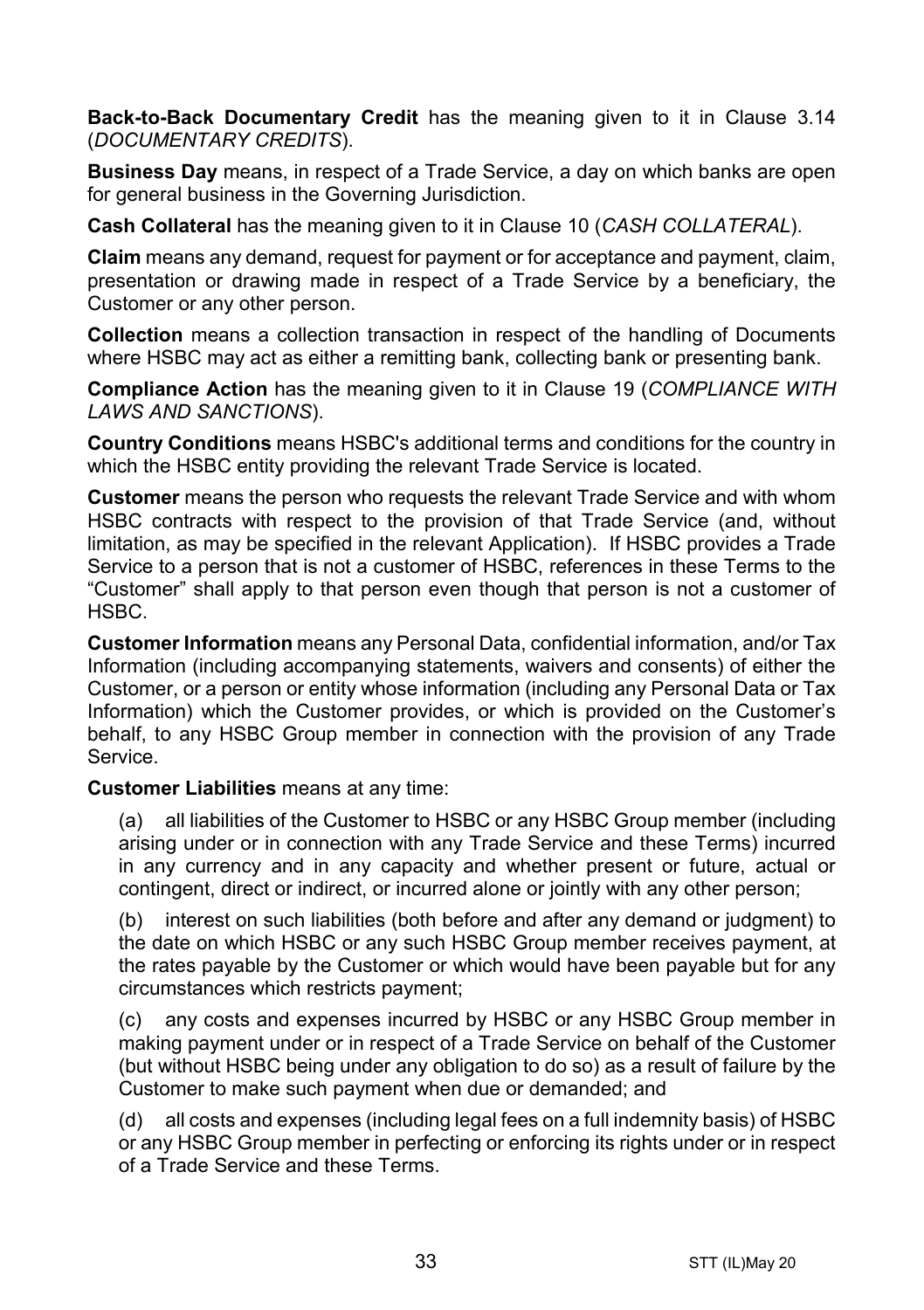**Back-to-Back Documentary Credit** has the meaning given to it in Clause 3.14 (*DOCUMENTARY CREDITS*).

**Business Day** means, in respect of a Trade Service, a day on which banks are open for general business in the Governing Jurisdiction.

**Cash Collateral** has the meaning given to it in Clause 10 (*CASH COLLATERAL*).

**Claim** means any demand, request for payment or for acceptance and payment, claim, presentation or drawing made in respect of a Trade Service by a beneficiary, the Customer or any other person.

**Collection** means a collection transaction in respect of the handling of Documents where HSBC may act as either a remitting bank, collecting bank or presenting bank.

**Compliance Action** has the meaning given to it in Clause 19 (*COMPLIANCE WITH LAWS AND SANCTIONS*).

**Country Conditions** means HSBC's additional terms and conditions for the country in which the HSBC entity providing the relevant Trade Service is located.

**Customer** means the person who requests the relevant Trade Service and with whom HSBC contracts with respect to the provision of that Trade Service (and, without limitation, as may be specified in the relevant Application). If HSBC provides a Trade Service to a person that is not a customer of HSBC, references in these Terms to the "Customer" shall apply to that person even though that person is not a customer of HSBC.

**Customer Information** means any Personal Data, confidential information, and/or Tax Information (including accompanying statements, waivers and consents) of either the Customer, or a person or entity whose information (including any Personal Data or Tax Information) which the Customer provides, or which is provided on the Customer's behalf, to any HSBC Group member in connection with the provision of any Trade Service.

**Customer Liabilities** means at any time:

(a) all liabilities of the Customer to HSBC or any HSBC Group member (including arising under or in connection with any Trade Service and these Terms) incurred in any currency and in any capacity and whether present or future, actual or contingent, direct or indirect, or incurred alone or jointly with any other person;

(b) interest on such liabilities (both before and after any demand or judgment) to the date on which HSBC or any such HSBC Group member receives payment, at the rates payable by the Customer or which would have been payable but for any circumstances which restricts payment;

(c) any costs and expenses incurred by HSBC or any HSBC Group member in making payment under or in respect of a Trade Service on behalf of the Customer (but without HSBC being under any obligation to do so) as a result of failure by the Customer to make such payment when due or demanded; and

(d) all costs and expenses (including legal fees on a full indemnity basis) of HSBC or any HSBC Group member in perfecting or enforcing its rights under or in respect of a Trade Service and these Terms.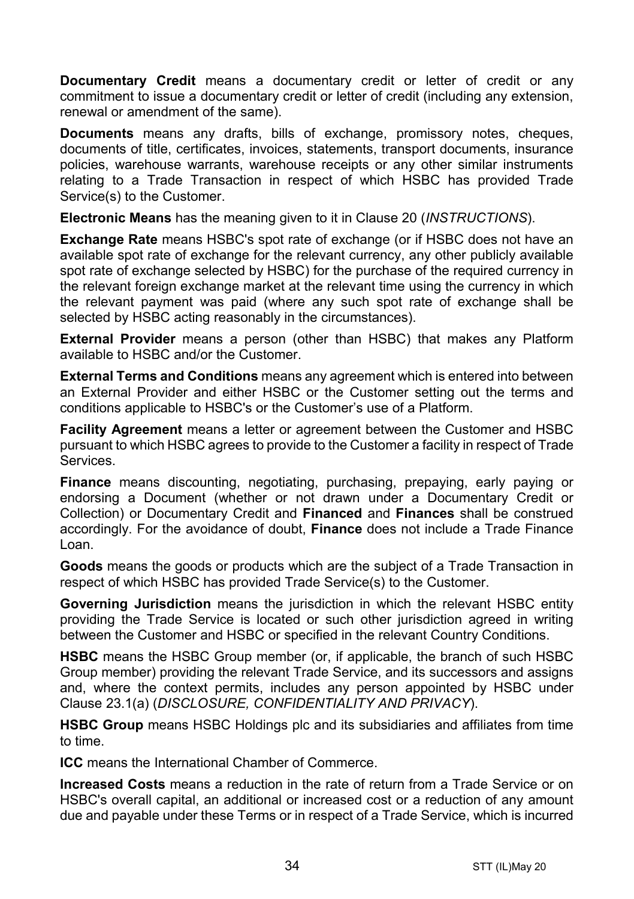**Documentary Credit** means a documentary credit or letter of credit or any commitment to issue a documentary credit or letter of credit (including any extension, renewal or amendment of the same).

**Documents** means any drafts, bills of exchange, promissory notes, cheques, documents of title, certificates, invoices, statements, transport documents, insurance policies, warehouse warrants, warehouse receipts or any other similar instruments relating to a Trade Transaction in respect of which HSBC has provided Trade Service(s) to the Customer.

**Electronic Means** has the meaning given to it in Clause 20 (*INSTRUCTIONS*).

**Exchange Rate** means HSBC's spot rate of exchange (or if HSBC does not have an available spot rate of exchange for the relevant currency, any other publicly available spot rate of exchange selected by HSBC) for the purchase of the required currency in the relevant foreign exchange market at the relevant time using the currency in which the relevant payment was paid (where any such spot rate of exchange shall be selected by HSBC acting reasonably in the circumstances).

**External Provider** means a person (other than HSBC) that makes any Platform available to HSBC and/or the Customer.

**External Terms and Conditions** means any agreement which is entered into between an External Provider and either HSBC or the Customer setting out the terms and conditions applicable to HSBC's or the Customer's use of a Platform.

**Facility Agreement** means a letter or agreement between the Customer and HSBC pursuant to which HSBC agrees to provide to the Customer a facility in respect of Trade Services.

**Finance** means discounting, negotiating, purchasing, prepaying, early paying or endorsing a Document (whether or not drawn under a Documentary Credit or Collection) or Documentary Credit and **Financed** and **Finances** shall be construed accordingly. For the avoidance of doubt, **Finance** does not include a Trade Finance Loan.

**Goods** means the goods or products which are the subject of a Trade Transaction in respect of which HSBC has provided Trade Service(s) to the Customer.

**Governing Jurisdiction** means the jurisdiction in which the relevant HSBC entity providing the Trade Service is located or such other jurisdiction agreed in writing between the Customer and HSBC or specified in the relevant Country Conditions.

**HSBC** means the HSBC Group member (or, if applicable, the branch of such HSBC Group member) providing the relevant Trade Service, and its successors and assigns and, where the context permits, includes any person appointed by HSBC under Clause 23.1(a) (*DISCLOSURE, CONFIDENTIALITY AND PRIVACY*).

**HSBC Group** means HSBC Holdings plc and its subsidiaries and affiliates from time to time.

**ICC** means the International Chamber of Commerce.

**Increased Costs** means a reduction in the rate of return from a Trade Service or on HSBC's overall capital, an additional or increased cost or a reduction of any amount due and payable under these Terms or in respect of a Trade Service, which is incurred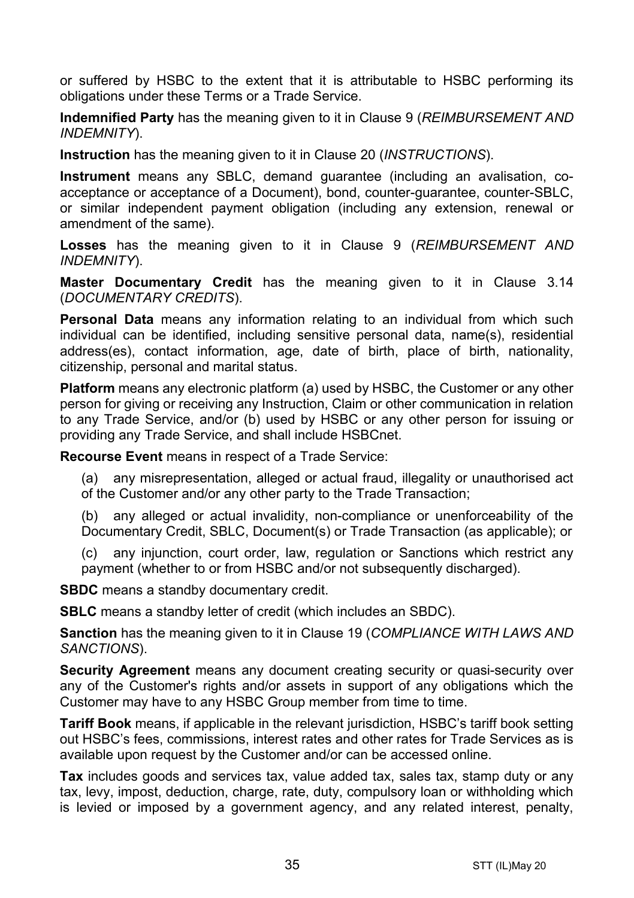or suffered by HSBC to the extent that it is attributable to HSBC performing its obligations under these Terms or a Trade Service.

**Indemnified Party** has the meaning given to it in Clause 9 (*REIMBURSEMENT AND INDEMNITY*).

**Instruction** has the meaning given to it in Clause 20 (*INSTRUCTIONS*).

**Instrument** means any SBLC, demand guarantee (including an avalisation, co-acceptance or acceptance of a Document), bond, counter-guarantee, counter-SBLC, or similar independent payment obligation (including any extension, renewal or amendment of the same).

**Losses** has the meaning given to it in Clause 9 (*REIMBURSEMENT AND INDEMNITY*).

**Master Documentary Credit** has the meaning given to it in Clause 3.14 (*DOCUMENTARY CREDITS*).

**Personal Data** means any information relating to an individual from which such individual can be identified, including sensitive personal data, name(s), residential address(es), contact information, age, date of birth, place of birth, nationality, citizenship, personal and marital status.

**Platform** means any electronic platform (a) used by HSBC, the Customer or any other person for giving or receiving any Instruction, Claim or other communication in relation to any Trade Service, and/or (b) used by HSBC or any other person for issuing or providing any Trade Service, and shall include HSBCnet.

**Recourse Event** means in respect of a Trade Service:

(a) any misrepresentation, alleged or actual fraud, illegality or unauthorised act of the Customer and/or any other party to the Trade Transaction;

(b) any alleged or actual invalidity, non-compliance or unenforceability of the Documentary Credit, SBLC, Document(s) or Trade Transaction (as applicable); or

(c) any injunction, court order, law, regulation or Sanctions which restrict any payment (whether to or from HSBC and/or not subsequently discharged).

**SBDC** means a standby documentary credit.

**SBLC** means a standby letter of credit (which includes an SBDC).

**Sanction** has the meaning given to it in Clause 19 (*COMPLIANCE WITH LAWS AND SANCTIONS*).

**Security Agreement** means any document creating security or quasi-security over any of the Customer's rights and/or assets in support of any obligations which the Customer may have to any HSBC Group member from time to time.

**Tariff Book** means, if applicable in the relevant jurisdiction, HSBC's tariff book setting out HSBC's fees, commissions, interest rates and other rates for Trade Services as is available upon request by the Customer and/or can be accessed online.

**Tax** includes goods and services tax, value added tax, sales tax, stamp duty or any tax, levy, impost, deduction, charge, rate, duty, compulsory loan or withholding which is levied or imposed by a government agency, and any related interest, penalty,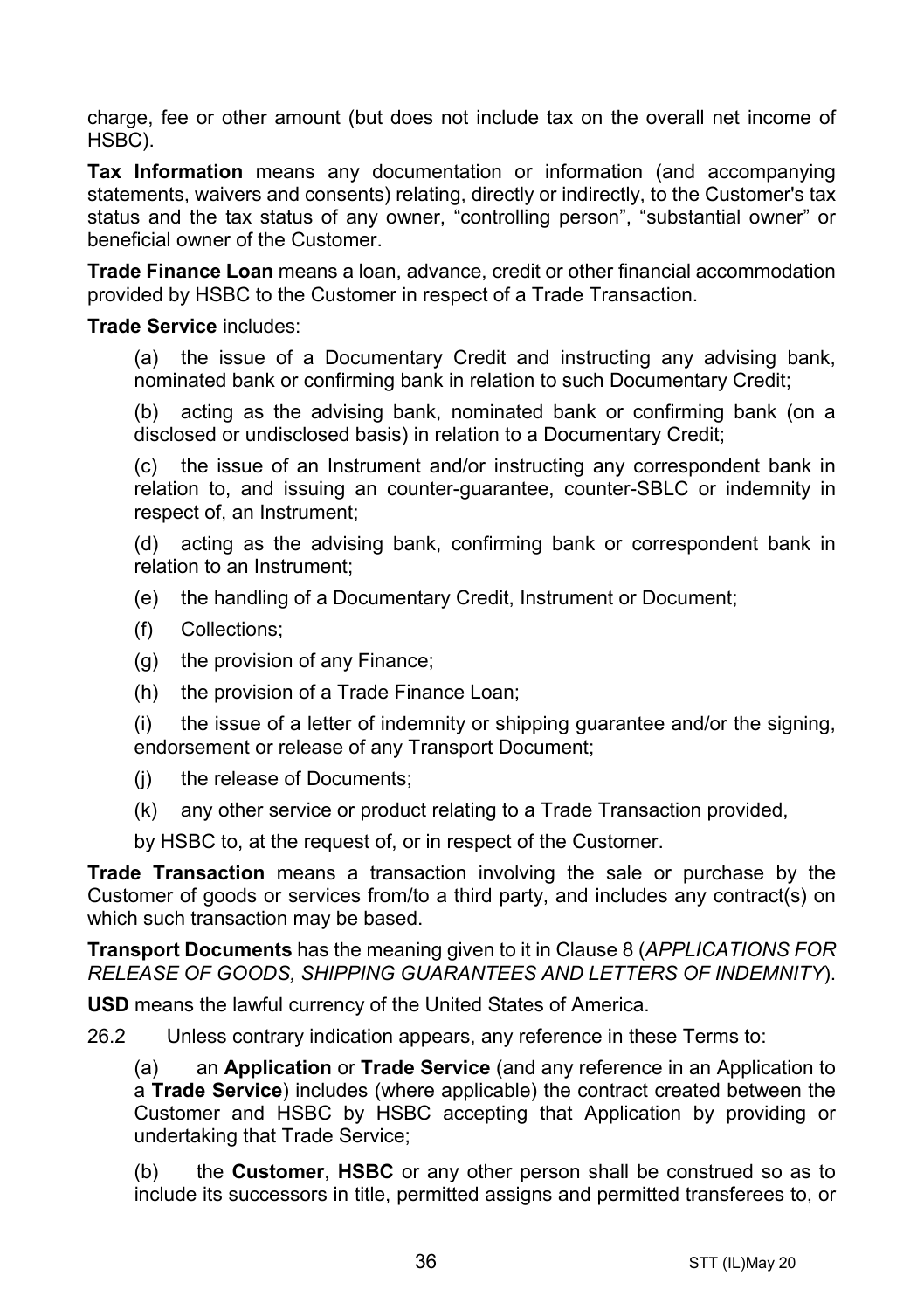charge, fee or other amount (but does not include tax on the overall net income of HSBC).

**Tax Information** means any documentation or information (and accompanying statements, waivers and consents) relating, directly or indirectly, to the Customer's tax status and the tax status of any owner, "controlling person", "substantial owner" or beneficial owner of the Customer.

**Trade Finance Loan** means a loan, advance, credit or other financial accommodation provided by HSBC to the Customer in respect of a Trade Transaction.

**Trade Service** includes:

(a) the issue of a Documentary Credit and instructing any advising bank, nominated bank or confirming bank in relation to such Documentary Credit;

(b) acting as the advising bank, nominated bank or confirming bank (on a disclosed or undisclosed basis) in relation to a Documentary Credit;

(c) the issue of an Instrument and/or instructing any correspondent bank in relation to, and issuing an counter-guarantee, counter-SBLC or indemnity in respect of, an Instrument;

(d) acting as the advising bank, confirming bank or correspondent bank in relation to an Instrument;

(e) the handling of a Documentary Credit, Instrument or Document;

(f) Collections;

(g) the provision of any Finance;

(h) the provision of a Trade Finance Loan;

(i) the issue of a letter of indemnity or shipping guarantee and/or the signing, endorsement or release of any Transport Document;

(j) the release of Documents;

(k) any other service or product relating to a Trade Transaction provided,

by HSBC to, at the request of, or in respect of the Customer.

**Trade Transaction** means a transaction involving the sale or purchase by the Customer of goods or services from/to a third party, and includes any contract(s) on which such transaction may be based.

**Transport Documents** has the meaning given to it in Clause 8 (*APPLICATIONS FOR RELEASE OF GOODS, SHIPPING GUARANTEES AND LETTERS OF INDEMNITY*).

**USD** means the lawful currency of the United States of America.

26.2 Unless contrary indication appears, any reference in these Terms to:

(a) an **Application** or **Trade Service** (and any reference in an Application to a **Trade Service**) includes (where applicable) the contract created between the Customer and HSBC by HSBC accepting that Application by providing or undertaking that Trade Service;

(b) the **Customer**, **HSBC** or any other person shall be construed so as to include its successors in title, permitted assigns and permitted transferees to, or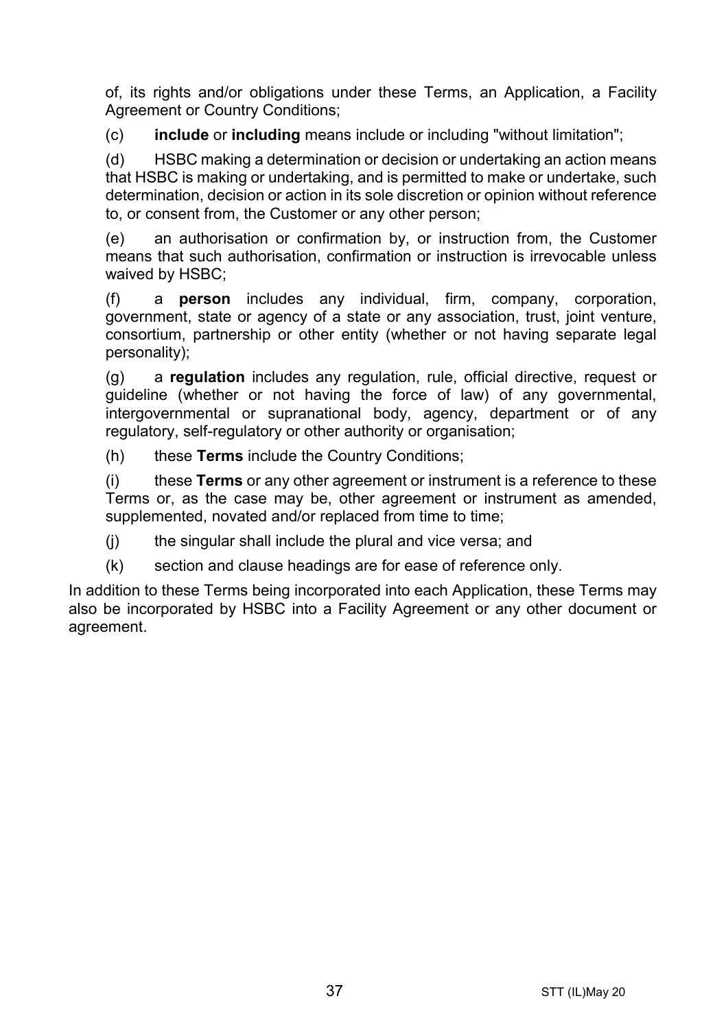of, its rights and/or obligations under these Terms, an Application, a Facility Agreement or Country Conditions;

(c) **include** or **including** means include or including "without limitation";

(d) HSBC making a determination or decision or undertaking an action means that HSBC is making or undertaking, and is permitted to make or undertake, such determination, decision or action in its sole discretion or opinion without reference to, or consent from, the Customer or any other person;

(e) an authorisation or confirmation by, or instruction from, the Customer means that such authorisation, confirmation or instruction is irrevocable unless waived by HSBC;

(f) a **person** includes any individual, firm, company, corporation, government, state or agency of a state or any association, trust, joint venture, consortium, partnership or other entity (whether or not having separate legal personality);

(g) a **regulation** includes any regulation, rule, official directive, request or guideline (whether or not having the force of law) of any governmental, intergovernmental or supranational body, agency, department or of any regulatory, self-regulatory or other authority or organisation;

(h) these **Terms** include the Country Conditions;

(i) these **Terms** or any other agreement or instrument is a reference to these Terms or, as the case may be, other agreement or instrument as amended, supplemented, novated and/or replaced from time to time;

(j) the singular shall include the plural and vice versa; and

(k) section and clause headings are for ease of reference only.

In addition to these Terms being incorporated into each Application, these Terms may also be incorporated by HSBC into a Facility Agreement or any other document or agreement.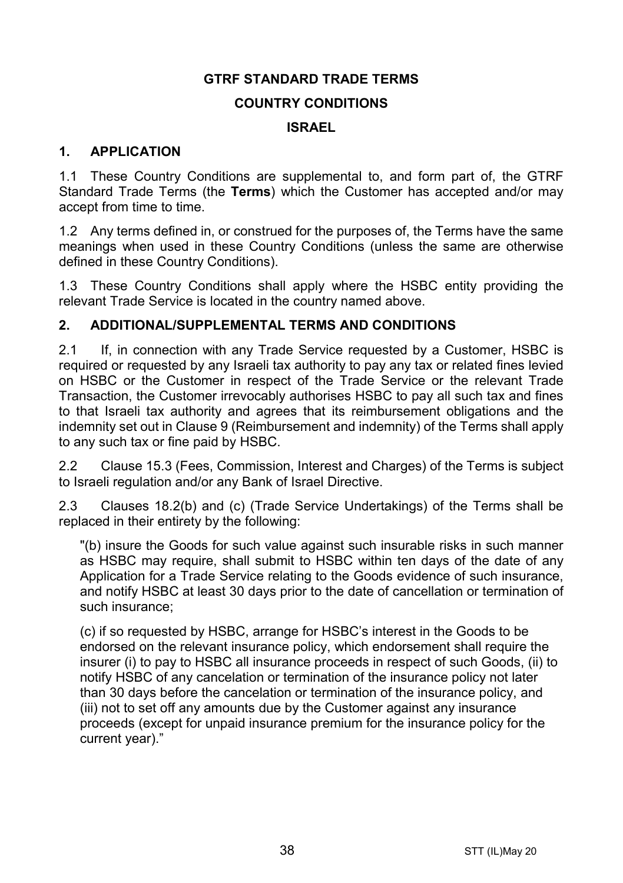# GTRF STANDARD TRADE TERMS

## COUNTRY CONDITIONS

## ISRAEL

### 1. APPLICATION

1.1 These Country Conditions are supplemental to, and form part of, the GTRF Standard Trade Terms (the **Terms**) which the Customer has accepted and/or may accept from time to time.

1.2 Any terms defined in, or construed for the purposes of, the Terms have the same meanings when used in these Country Conditions (unless the same are otherwise defined in these Country Conditions).

1.3 These Country Conditions shall apply where the HSBC entity providing the relevant Trade Service is located in the country named above.

### 2. ADDITIONAL/SUPPLEMENTAL TERMS AND CONDITIONS

2.1 If, in connection with any Trade Service requested by a Customer, HSBC is required or requested by any Israeli tax authority to pay any tax or related fines levied on HSBC or the Customer in respect of the Trade Service or the relevant Trade Transaction, the Customer irrevocably authorises HSBC to pay all such tax and fines to that Israeli tax authority and agrees that its reimbursement obligations and the indemnity set out in Clause 9 (Reimbursement and indemnity) of the Terms shall apply to any such tax or fine paid by HSBC.

2.2 Clause 15.3 (Fees, Commission, Interest and Charges) of the Terms is subject to Israeli regulation and/or any Bank of Israel Directive.

2.3 Clauses 18.2(b) and (c) (Trade Service Undertakings) of the Terms shall be replaced in their entirety by the following:

"(b) insure the Goods for such value against such insurable risks in such manner as HSBC may require, shall submit to HSBC within ten days of the date of any Application for a Trade Service relating to the Goods evidence of such insurance, and notify HSBC at least 30 days prior to the date of cancellation or termination of such insurance;

(c) if so requested by HSBC, arrange for HSBC's interest in the Goods to be endorsed on the relevant insurance policy, which endorsement shall require the insurer (i) to pay to HSBC all insurance proceeds in respect of such Goods, (ii) to notify HSBC of any cancelation or termination of the insurance policy not later than 30 days before the cancelation or termination of the insurance policy, and (iii) not to set off any amounts due by the Customer against any insurance proceeds (except for unpaid insurance premium for the insurance policy for the current year)."

STT (IL)May 20